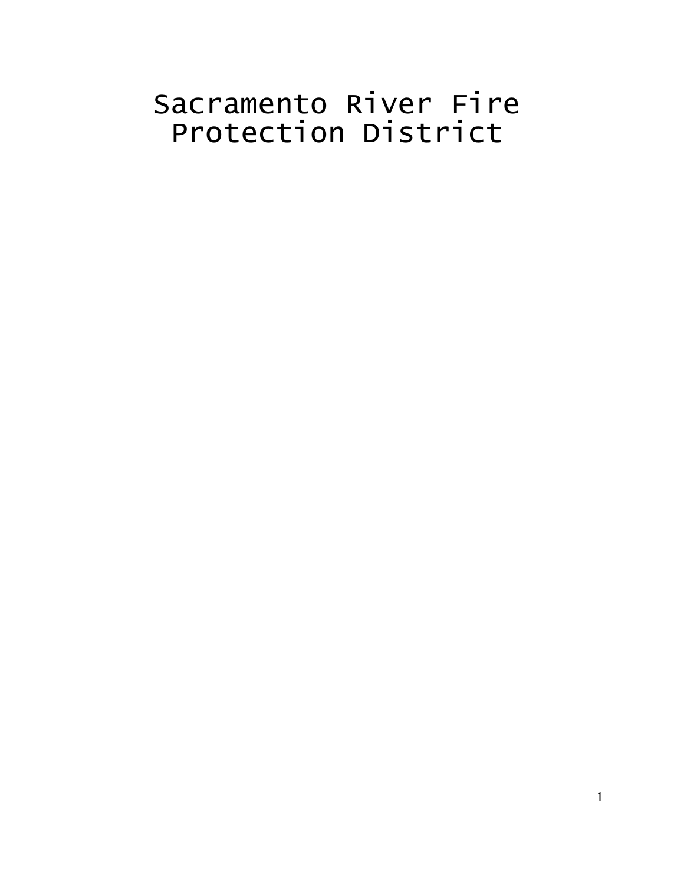# Sacramento River Fire Protection District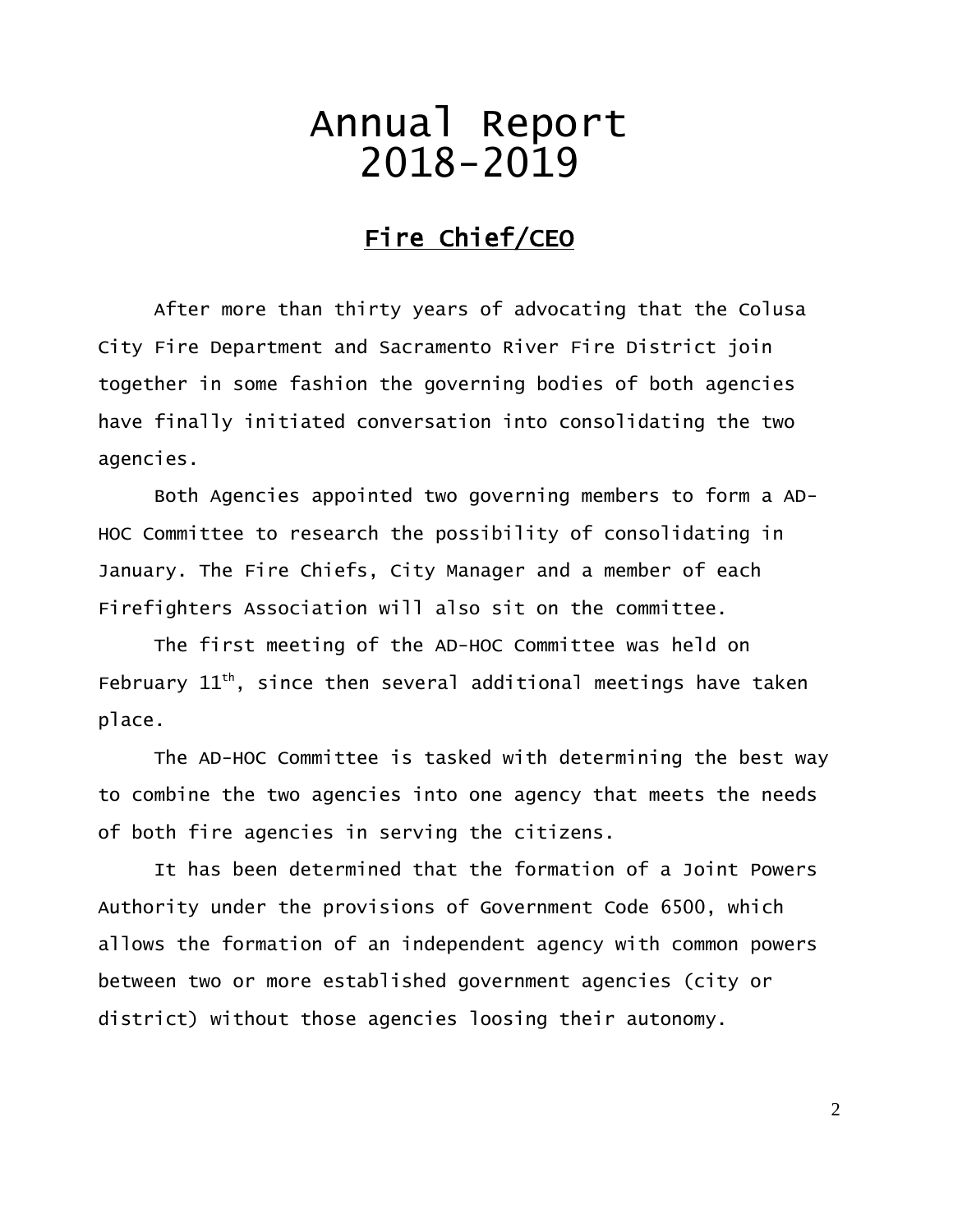# Annual Report 2018-2019

## Fire Chief/CEO

After more than thirty years of advocating that the Colusa City Fire Department and Sacramento River Fire District join together in some fashion the governing bodies of both agencies have finally initiated conversation into consolidating the two agencies.

Both Agencies appointed two governing members to form a AD-HOC Committee to research the possibility of consolidating in January. The Fire Chiefs, City Manager and a member of each Firefighters Association will also sit on the committee.

The first meeting of the AD-HOC Committee was held on February 11th, since then several additional meetings have taken place.

The AD-HOC Committee is tasked with determining the best way to combine the two agencies into one agency that meets the needs of both fire agencies in serving the citizens.

It has been determined that the formation of a Joint Powers Authority under the provisions of Government Code 6500, which allows the formation of an independent agency with common powers between two or more established government agencies (city or district) without those agencies loosing their autonomy.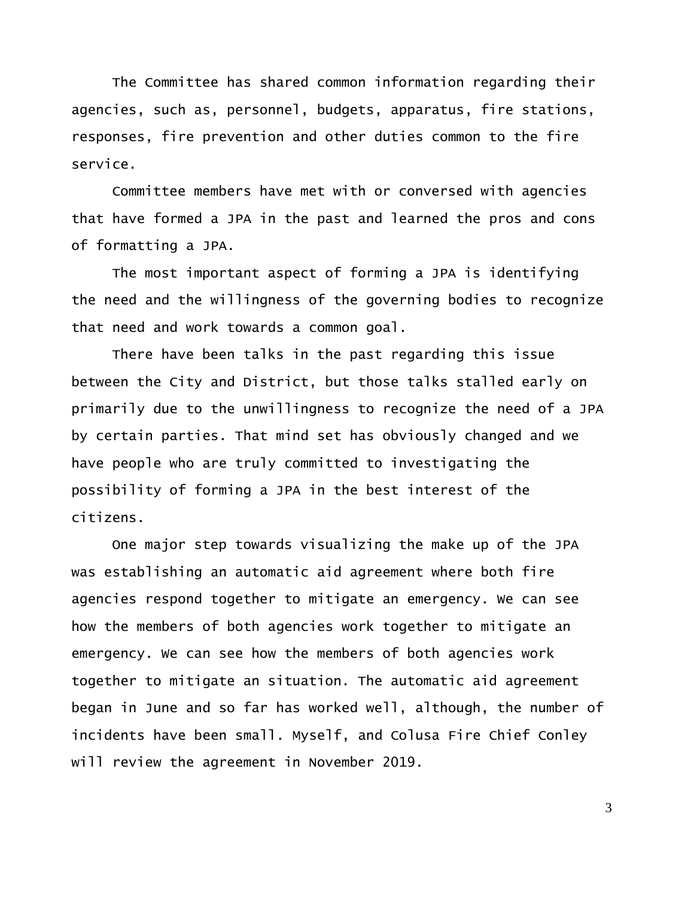The Committee has shared common information regarding their agencies, such as, personnel, budgets, apparatus, fire stations, responses, fire prevention and other duties common to the fire service.

Committee members have met with or conversed with agencies that have formed a JPA in the past and learned the pros and cons of formatting a JPA.

The most important aspect of forming a JPA is identifying the need and the willingness of the governing bodies to recognize that need and work towards a common goal.

There have been talks in the past regarding this issue between the City and District, but those talks stalled early on primarily due to the unwillingness to recognize the need of a JPA by certain parties. That mind set has obviously changed and we have people who are truly committed to investigating the possibility of forming a JPA in the best interest of the citizens.

One major step towards visualizing the make up of the JPA was establishing an automatic aid agreement where both fire agencies respond together to mitigate an emergency. We can see how the members of both agencies work together to mitigate an emergency. We can see how the members of both agencies work together to mitigate an situation. The automatic aid agreement began in June and so far has worked well, although, the number of incidents have been small. Myself, and Colusa Fire Chief Conley will review the agreement in November 2019.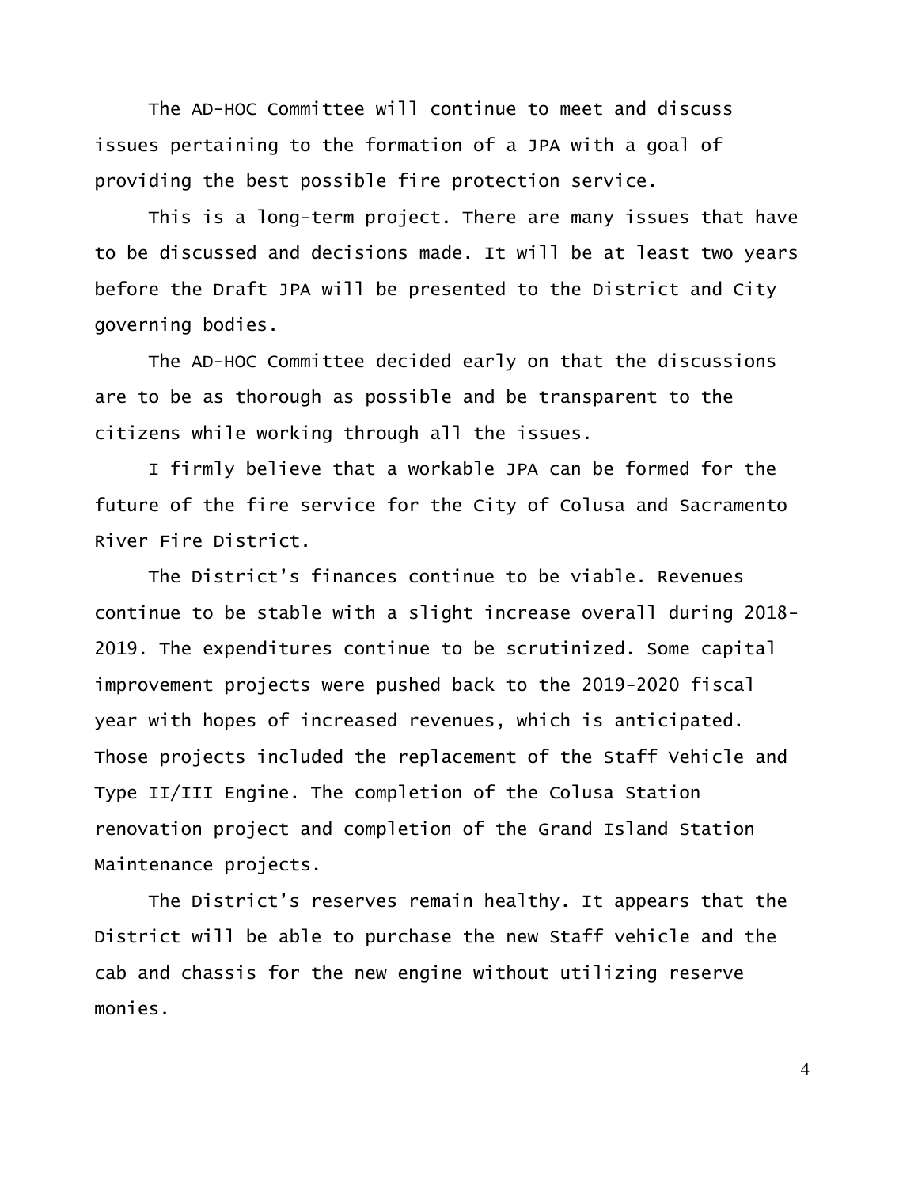The AD-HOC Committee will continue to meet and discuss issues pertaining to the formation of a JPA with a goal of providing the best possible fire protection service.

This is a long-term project. There are many issues that have to be discussed and decisions made. It will be at least two years before the Draft JPA will be presented to the District and City governing bodies.

The AD-HOC Committee decided early on that the discussions are to be as thorough as possible and be transparent to the citizens while working through all the issues.

I firmly believe that a workable JPA can be formed for the future of the fire service for the City of Colusa and Sacramento River Fire District.

The District's finances continue to be viable. Revenues continue to be stable with a slight increase overall during 2018-2019. The expenditures continue to be scrutinized. Some capital improvement projects were pushed back to the 2019-2020 fiscal year with hopes of increased revenues, which is anticipated. Those projects included the replacement of the Staff Vehicle and Type II/III Engine. The completion of the Colusa Station renovation project and completion of the Grand Island Station Maintenance projects.

The District's reserves remain healthy. It appears that the District will be able to purchase the new Staff vehicle and the cab and chassis for the new engine without utilizing reserve monies.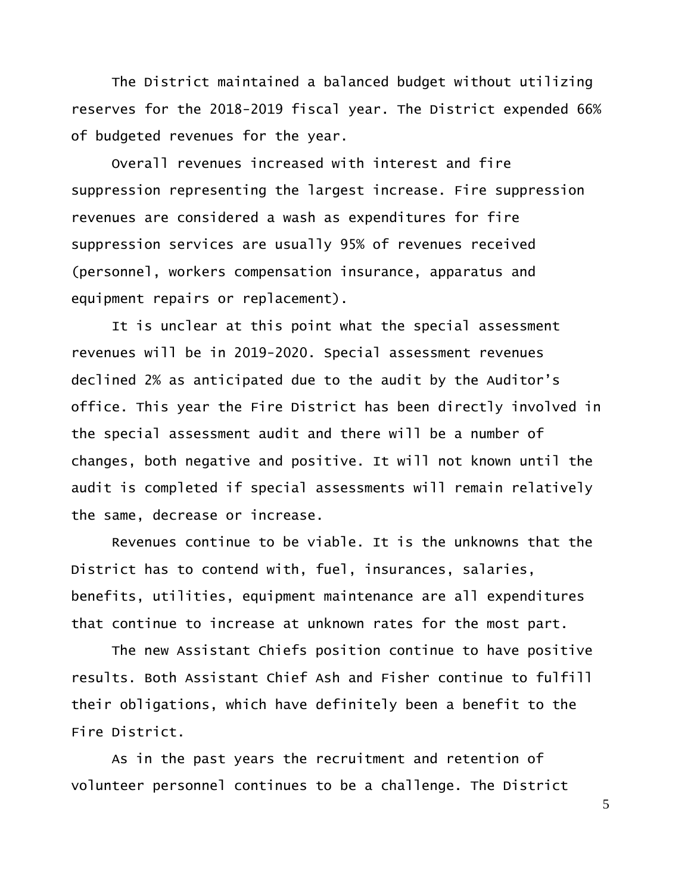The District maintained a balanced budget without utilizing reserves for the 2018-2019 fiscal year. The District expended 66% of budgeted revenues for the year.

Overall revenues increased with interest and fire suppression representing the largest increase. Fire suppression revenues are considered a wash as expenditures for fire suppression services are usually 95% of revenues received (personnel, workers compensation insurance, apparatus and equipment repairs or replacement).

It is unclear at this point what the special assessment revenues will be in 2019-2020. Special assessment revenues declined 2% as anticipated due to the audit by the Auditor's office. This year the Fire District has been directly involved in the special assessment audit and there will be a number of changes, both negative and positive. It will not known until the audit is completed if special assessments will remain relatively the same, decrease or increase.

Revenues continue to be viable. It is the unknowns that the District has to contend with, fuel, insurances, salaries, benefits, utilities, equipment maintenance are all expenditures that continue to increase at unknown rates for the most part.

The new Assistant Chiefs position continue to have positive results. Both Assistant Chief Ash and Fisher continue to fulfill their obligations, which have definitely been a benefit to the Fire District.

As in the past years the recruitment and retention of volunteer personnel continues to be a challenge. The District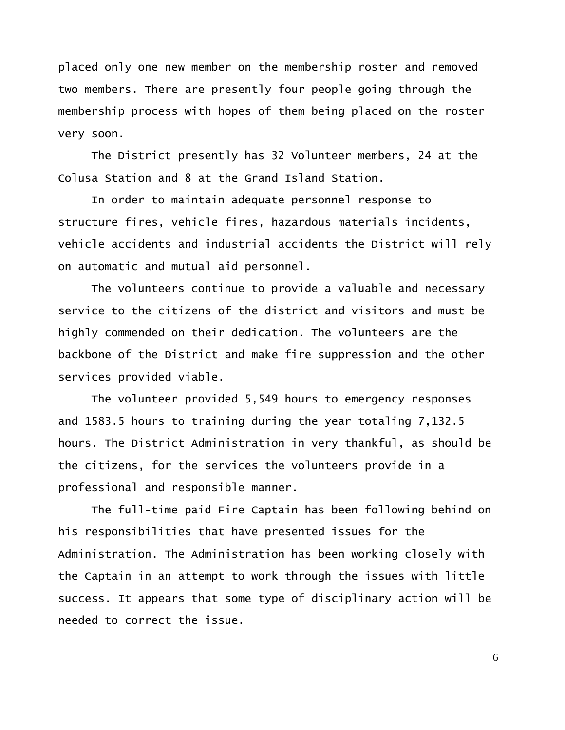placed only one new member on the membership roster and removed two members. There are presently four people going through the membership process with hopes of them being placed on the roster very soon.

The District presently has 32 Volunteer members, 24 at the Colusa Station and 8 at the Grand Island Station.

In order to maintain adequate personnel response to structure fires, vehicle fires, hazardous materials incidents, vehicle accidents and industrial accidents the District will rely on automatic and mutual aid personnel.

The volunteers continue to provide a valuable and necessary service to the citizens of the district and visitors and must be highly commended on their dedication. The volunteers are the backbone of the District and make fire suppression and the other services provided viable.

The volunteer provided 5,549 hours to emergency responses and 1583.5 hours to training during the year totaling 7,132.5 hours. The District Administration in very thankful, as should be the citizens, for the services the volunteers provide in a professional and responsible manner.

The full-time paid Fire Captain has been following behind on his responsibilities that have presented issues for the Administration. The Administration has been working closely with the Captain in an attempt to work through the issues with little success. It appears that some type of disciplinary action will be needed to correct the issue.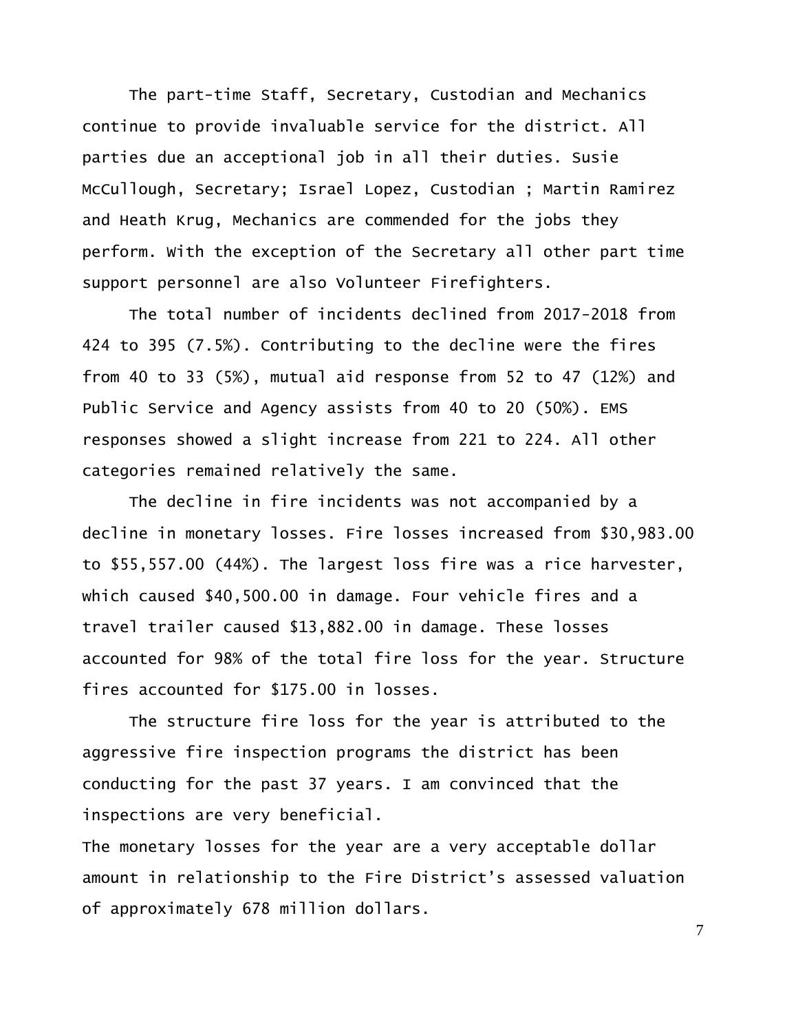The part-time Staff, Secretary, Custodian and Mechanics continue to provide invaluable service for the district. All parties due an acceptional job in all their duties. Susie McCullough, Secretary; Israel Lopez, Custodian ; Martin Ramirez and Heath Krug, Mechanics are commended for the jobs they perform. With the exception of the Secretary all other part time support personnel are also Volunteer Firefighters.

The total number of incidents declined from 2017-2018 from 424 to 395 (7.5%). Contributing to the decline were the fires from 40 to 33 (5%), mutual aid response from 52 to 47 (12%) and Public Service and Agency assists from 40 to 20 (50%). EMS responses showed a slight increase from 221 to 224. All other categories remained relatively the same.

The decline in fire incidents was not accompanied by a decline in monetary losses. Fire losses increased from $30,983.00 to $55,557.00 (44%). The largest loss fire was a rice harvester, which caused $40,500.00 in damage. Four vehicle fires and a travel trailer caused $13,882.00 in damage. These losses accounted for 98% of the total fire loss for the year. Structure fires accounted for $175.00 in losses.

The structure fire loss for the year is attributed to the aggressive fire inspection programs the district has been conducting for the past 37 years. I am convinced that the inspections are very beneficial.

The monetary losses for the year are a very acceptable dollar amount in relationship to the Fire District's assessed valuation of approximately 678 million dollars.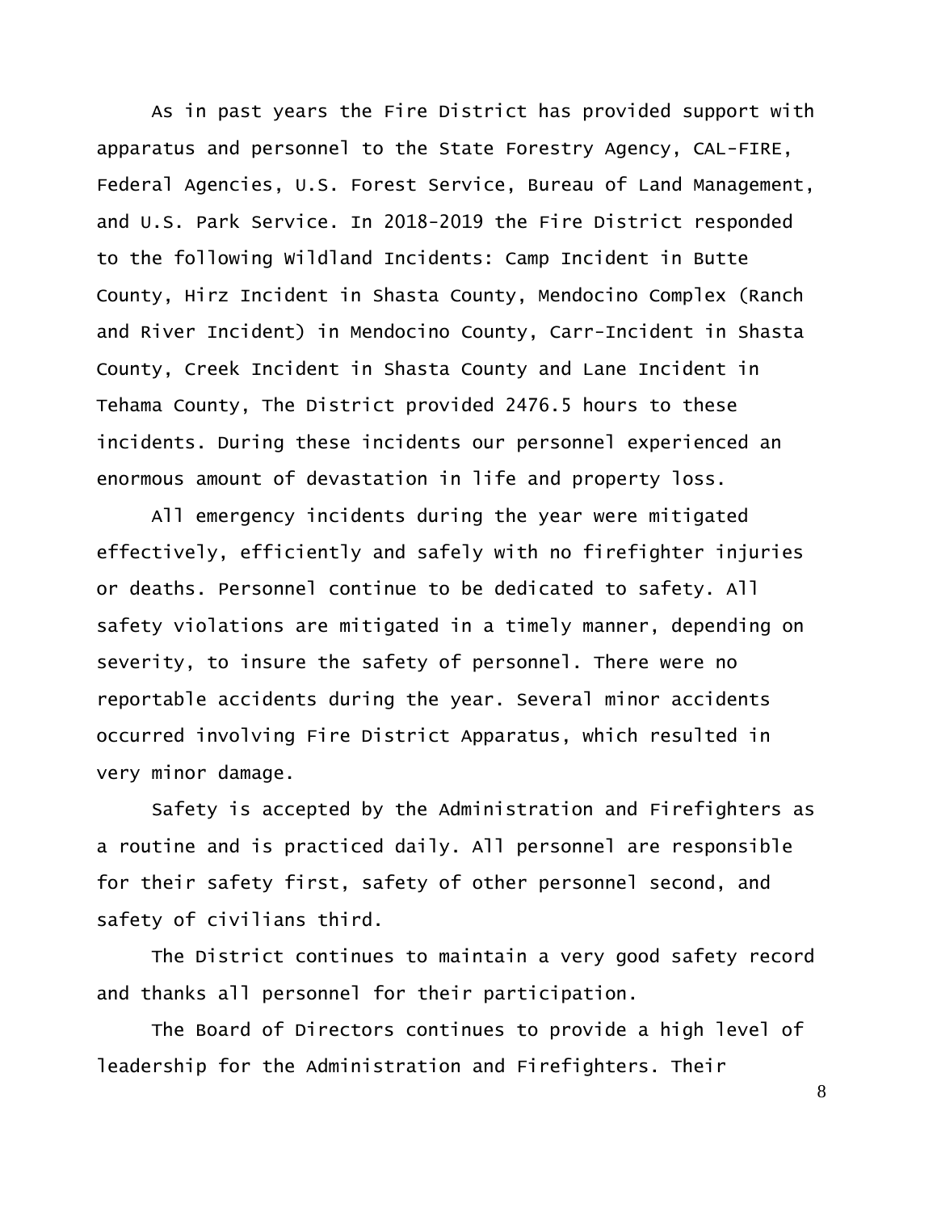As in past years the Fire District has provided support with apparatus and personnel to the State Forestry Agency, CAL-FIRE, Federal Agencies, U.S. Forest Service, Bureau of Land Management, and U.S. Park Service. In 2018-2019 the Fire District responded to the following Wildland Incidents: Camp Incident in Butte County, Hirz Incident in Shasta County, Mendocino Complex (Ranch and River Incident) in Mendocino County, Carr-Incident in Shasta County, Creek Incident in Shasta County and Lane Incident in Tehama County, The District provided 2476.5 hours to these incidents. During these incidents our personnel experienced an enormous amount of devastation in life and property loss.

All emergency incidents during the year were mitigated effectively, efficiently and safely with no firefighter injuries or deaths. Personnel continue to be dedicated to safety. All safety violations are mitigated in a timely manner, depending on severity, to insure the safety of personnel. There were no reportable accidents during the year. Several minor accidents occurred involving Fire District Apparatus, which resulted in very minor damage.

Safety is accepted by the Administration and Firefighters as a routine and is practiced daily. All personnel are responsible for their safety first, safety of other personnel second, and safety of civilians third.

The District continues to maintain a very good safety record and thanks all personnel for their participation.

The Board of Directors continues to provide a high level of leadership for the Administration and Firefighters. Their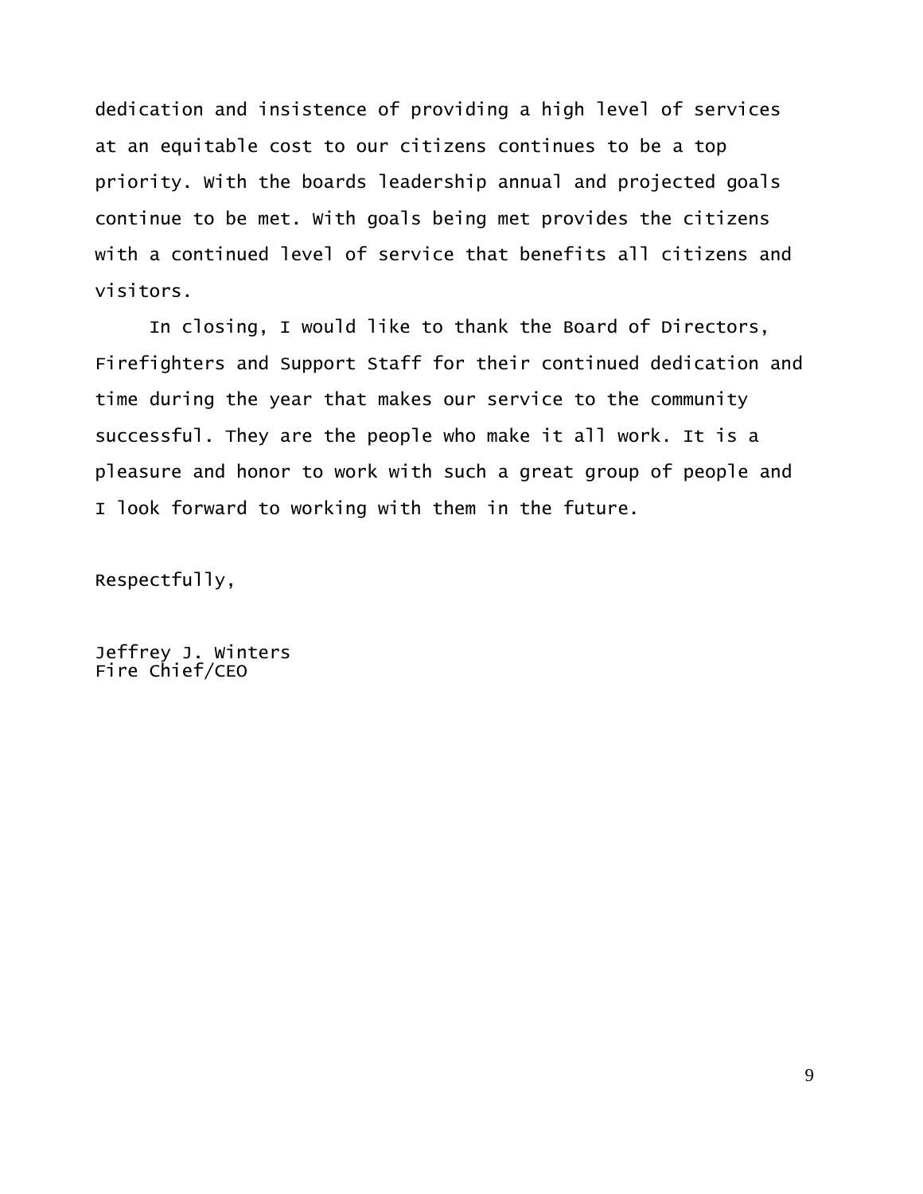dedication and insistence of providing a high level of services at an equitable cost to our citizens continues to be a top priority. With the boards leadership annual and projected goals continue to be met. With goals being met provides the citizens with a continued level of service that benefits all citizens and visitors.

In closing, I would like to thank the Board of Directors, Firefighters and Support Staff for their continued dedication and time during the year that makes our service to the community successful. They are the people who make it all work. It is a pleasure and honor to work with such a great group of people and I look forward to working with them in the future.

Respectfully,

Jeffrey J. Winters
Fire Chief/CEO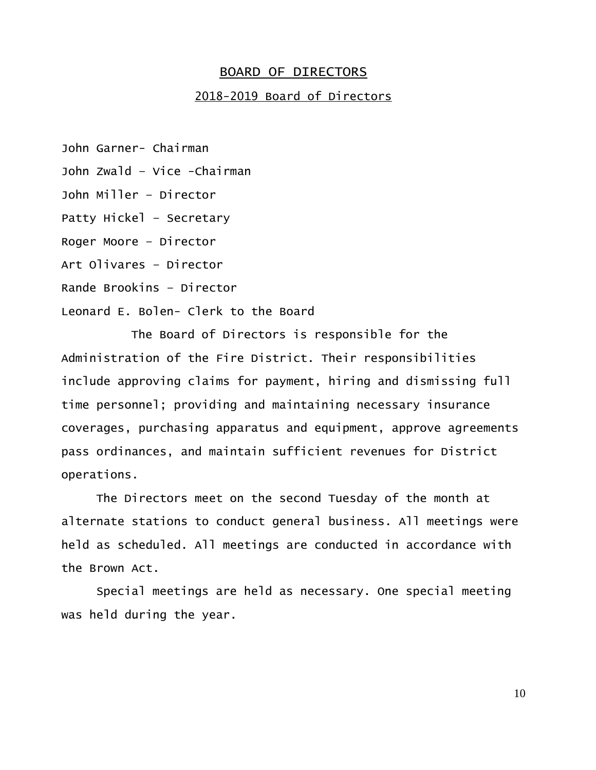## BOARD OF DIRECTORS

### 2018-2019 Board of Directors

John Garner- Chairman

John Zwald – Vice -Chairman

John Miller – Director

Patty Hickel – Secretary

Roger Moore – Director

Art Olivares – Director

Rande Brookins – Director

Leonard E. Bolen- Clerk to the Board

The Board of Directors is responsible for the Administration of the Fire District. Their responsibilities include approving claims for payment, hiring and dismissing full time personnel; providing and maintaining necessary insurance coverages, purchasing apparatus and equipment, approve agreements pass ordinances, and maintain sufficient revenues for District operations.

The Directors meet on the second Tuesday of the month at alternate stations to conduct general business. All meetings were held as scheduled. All meetings are conducted in accordance with the Brown Act.

Special meetings are held as necessary. One special meeting was held during the year.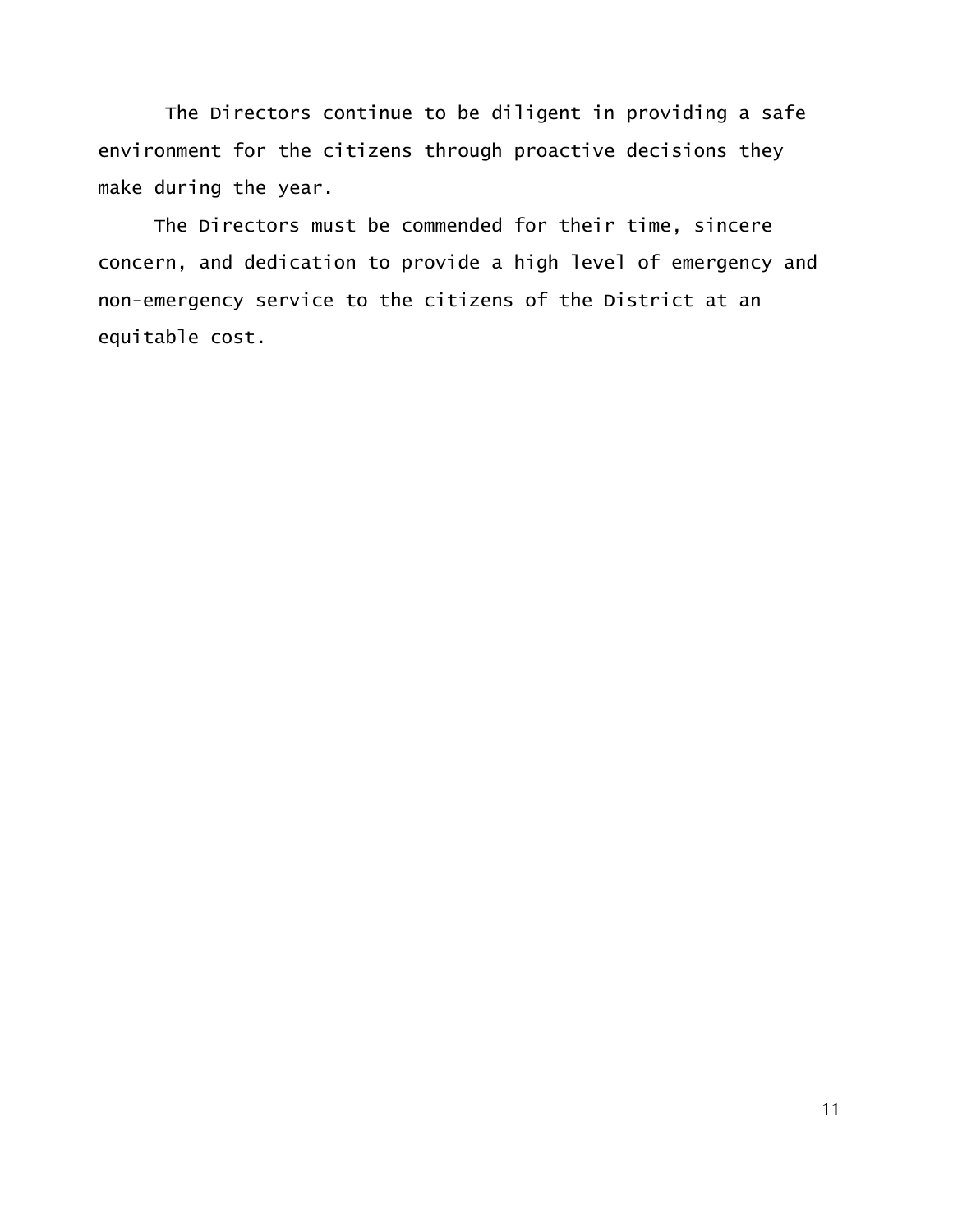The Directors continue to be diligent in providing a safe environment for the citizens through proactive decisions they make during the year.

The Directors must be commended for their time, sincere concern, and dedication to provide a high level of emergency and non-emergency service to the citizens of the District at an equitable cost.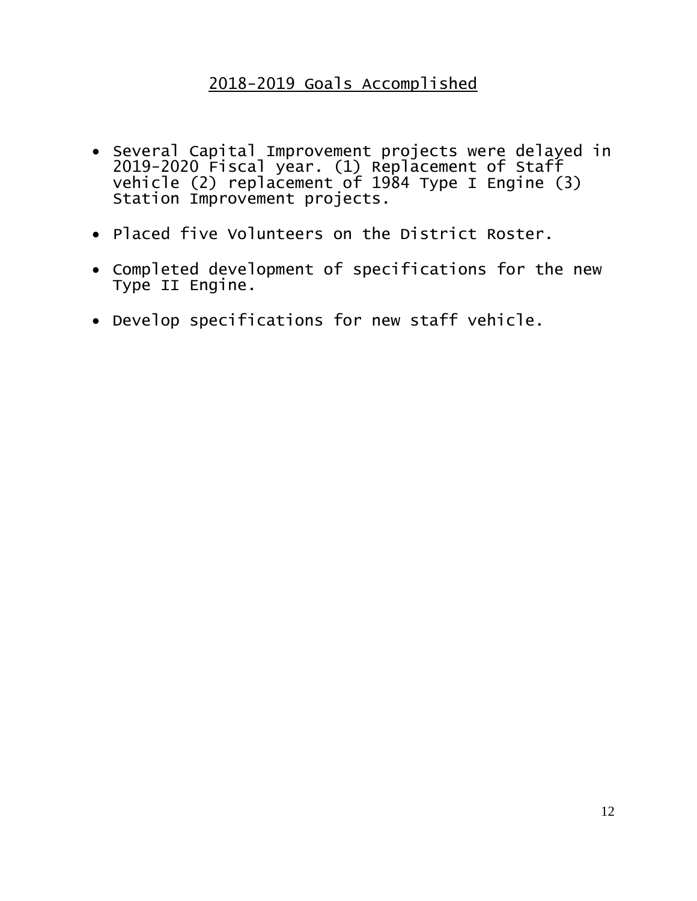## 2018-2019 Goals Accomplished

- Several Capital Improvement projects were delayed in 2019-2020 Fiscal year. (1) Replacement of Staff vehicle (2) replacement of 1984 Type I Engine (3) Station Improvement projects.
- Placed five Volunteers on the District Roster.
- Completed development of specifications for the new Type II Engine.
- Develop specifications for new staff vehicle.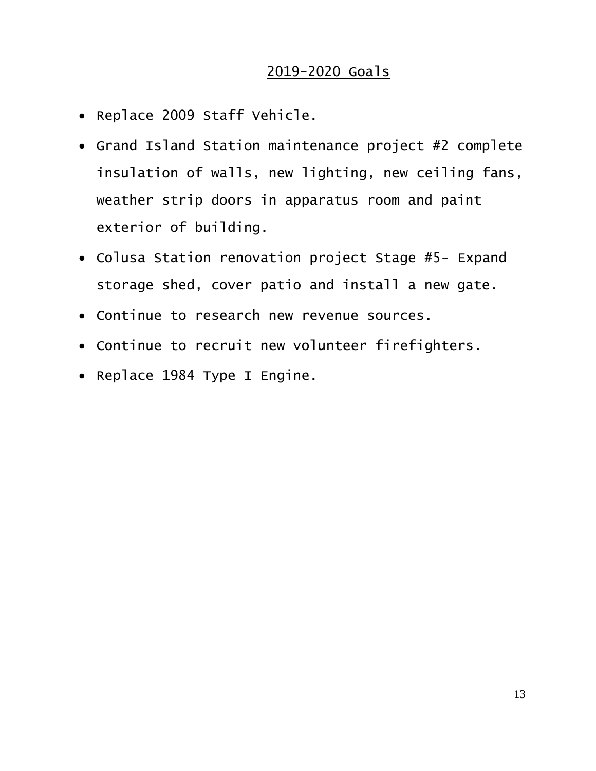## 2019-2020 Goals

- Replace 2009 Staff Vehicle.
- Grand Island Station maintenance project #2 complete insulation of walls, new lighting, new ceiling fans, weather strip doors in apparatus room and paint exterior of building.
- Colusa Station renovation project Stage #5- Expand storage shed, cover patio and install a new gate.
- Continue to research new revenue sources.
- Continue to recruit new volunteer firefighters.
- Replace 1984 Type I Engine.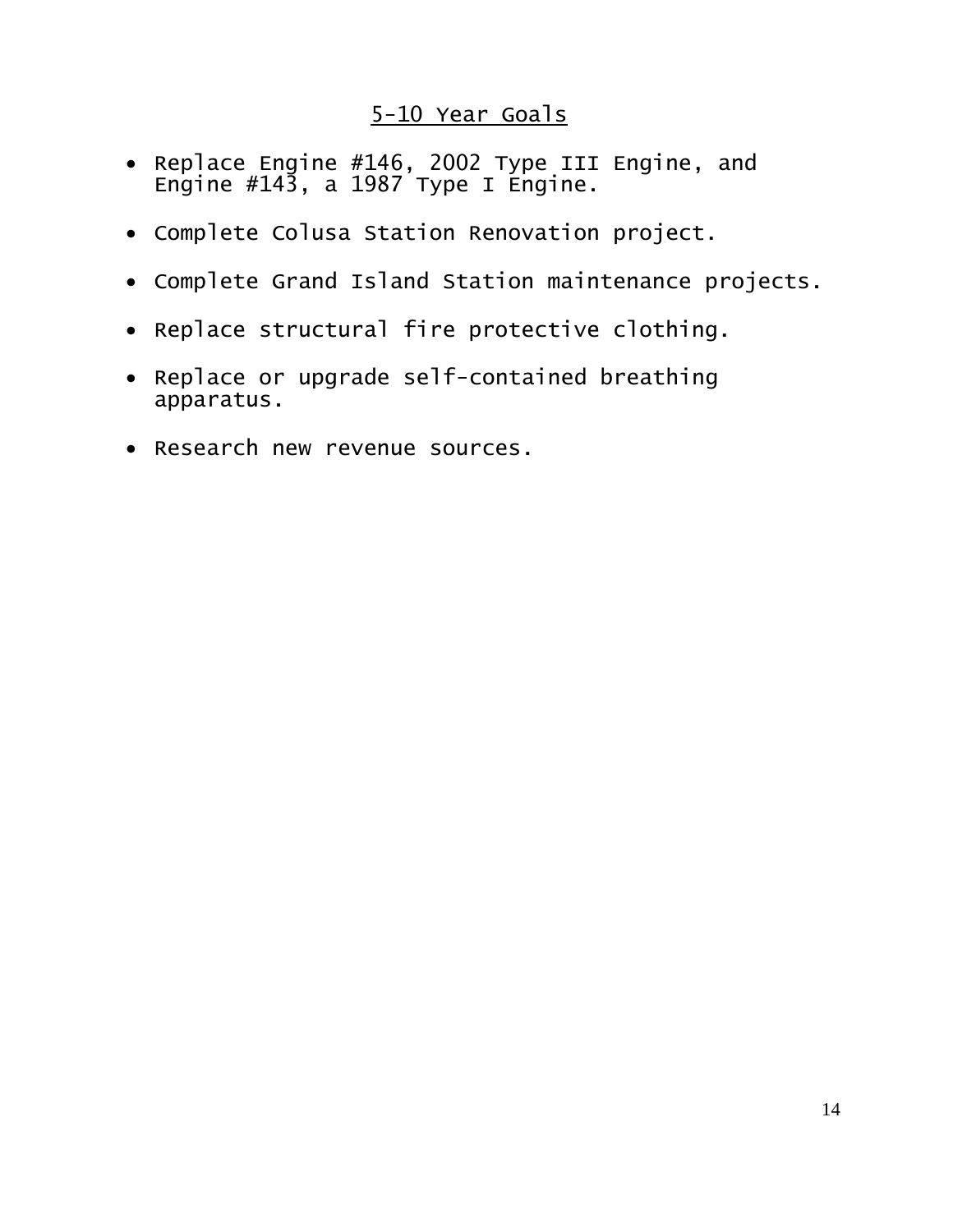## 5-10 Year Goals

- Replace Engine #146, 2002 Type III Engine, and Engine #143, a 1987 Type I Engine.
- Complete Colusa Station Renovation project.
- Complete Grand Island Station maintenance projects.
- Replace structural fire protective clothing.
- Replace or upgrade self-contained breathing apparatus.
- Research new revenue sources.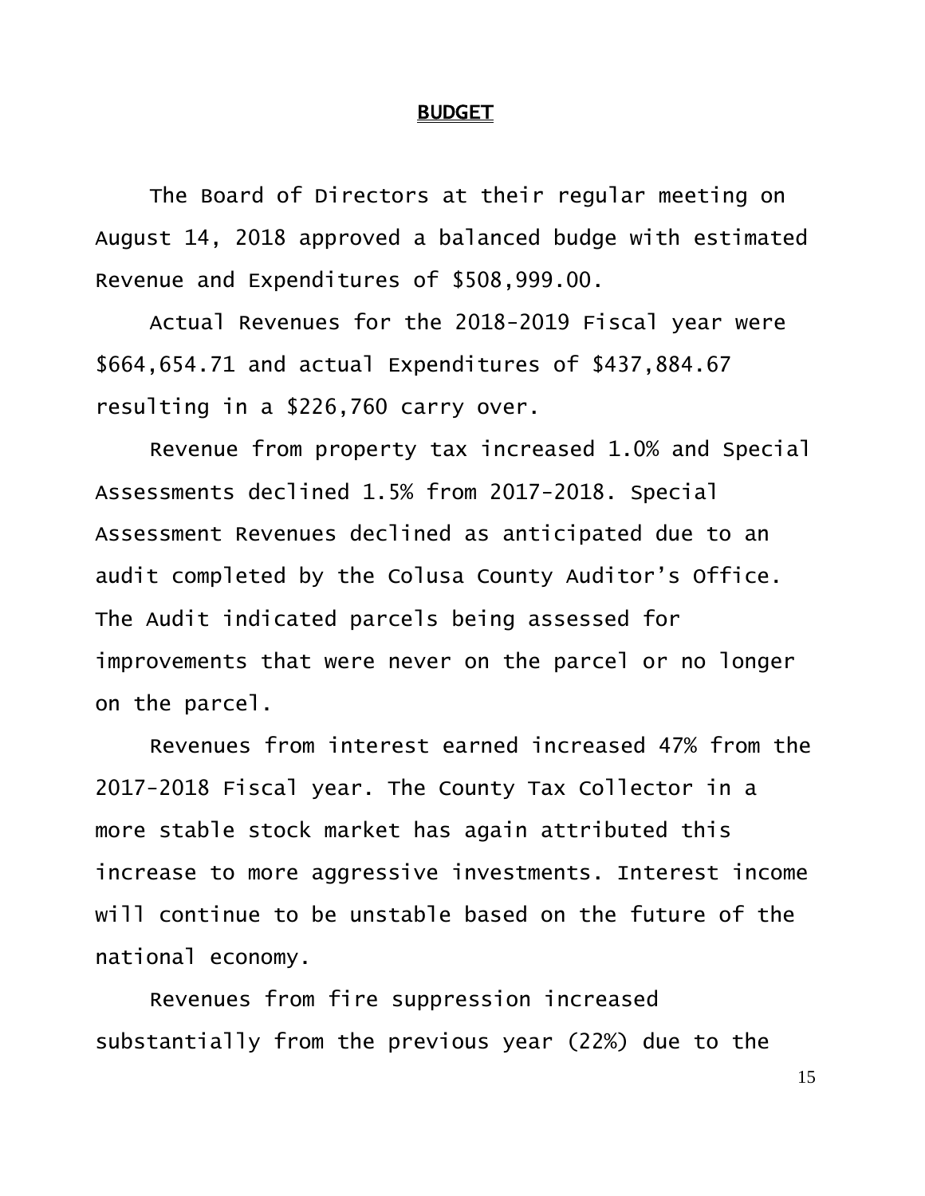# BUDGET

The Board of Directors at their regular meeting on August 14, 2018 approved a balanced budge with estimated Revenue and Expenditures of $508,999.00.

Actual Revenues for the 2018-2019 Fiscal year were $664,654.71 and actual Expenditures of $437,884.67 resulting in a $226,760 carry over.

Revenue from property tax increased 1.0% and Special Assessments declined 1.5% from 2017-2018. Special Assessment Revenues declined as anticipated due to an audit completed by the Colusa County Auditor's Office. The Audit indicated parcels being assessed for improvements that were never on the parcel or no longer on the parcel.

Revenues from interest earned increased 47% from the 2017-2018 Fiscal year. The County Tax Collector in a more stable stock market has again attributed this increase to more aggressive investments. Interest income will continue to be unstable based on the future of the national economy.

Revenues from fire suppression increased substantially from the previous year (22%) due to the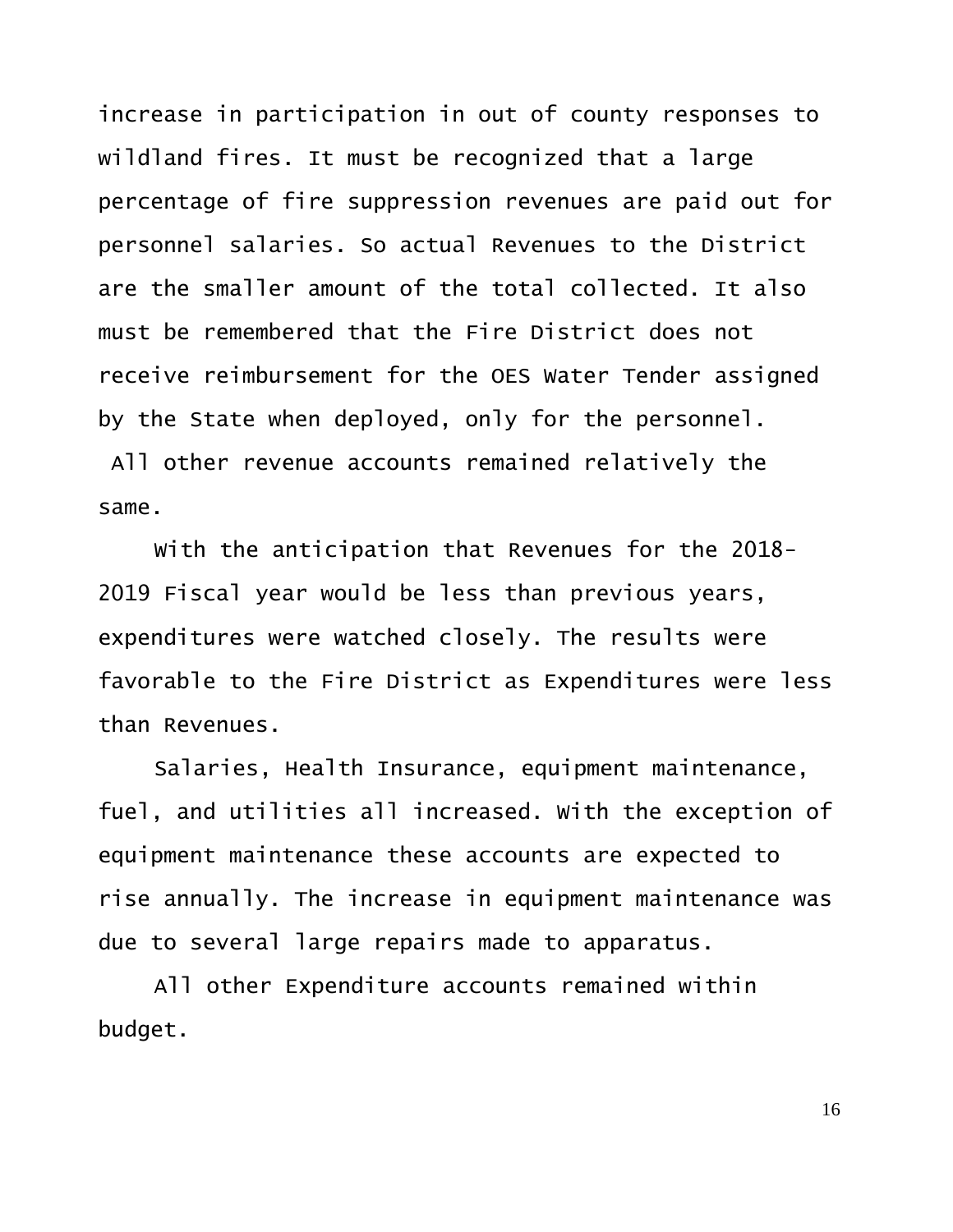increase in participation in out of county responses to wildland fires. It must be recognized that a large percentage of fire suppression revenues are paid out for personnel salaries. So actual Revenues to the District are the smaller amount of the total collected. It also must be remembered that the Fire District does not receive reimbursement for the OES Water Tender assigned by the State when deployed, only for the personnel. All other revenue accounts remained relatively the same.

With the anticipation that Revenues for the 2018-2019 Fiscal year would be less than previous years, expenditures were watched closely. The results were favorable to the Fire District as Expenditures were less than Revenues.

Salaries, Health Insurance, equipment maintenance, fuel, and utilities all increased. With the exception of equipment maintenance these accounts are expected to rise annually. The increase in equipment maintenance was due to several large repairs made to apparatus.

All other Expenditure accounts remained within budget.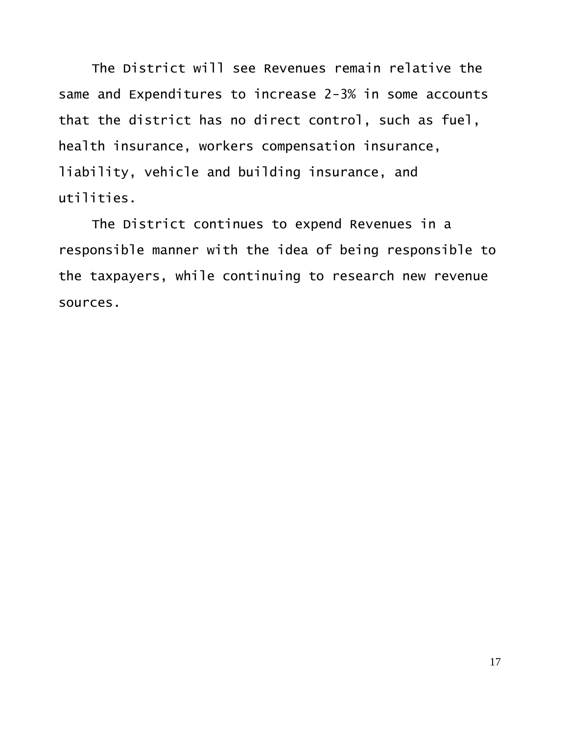The District will see Revenues remain relative the same and Expenditures to increase 2-3% in some accounts that the district has no direct control, such as fuel, health insurance, workers compensation insurance, liability, vehicle and building insurance, and utilities.

The District continues to expend Revenues in a responsible manner with the idea of being responsible to the taxpayers, while continuing to research new revenue sources.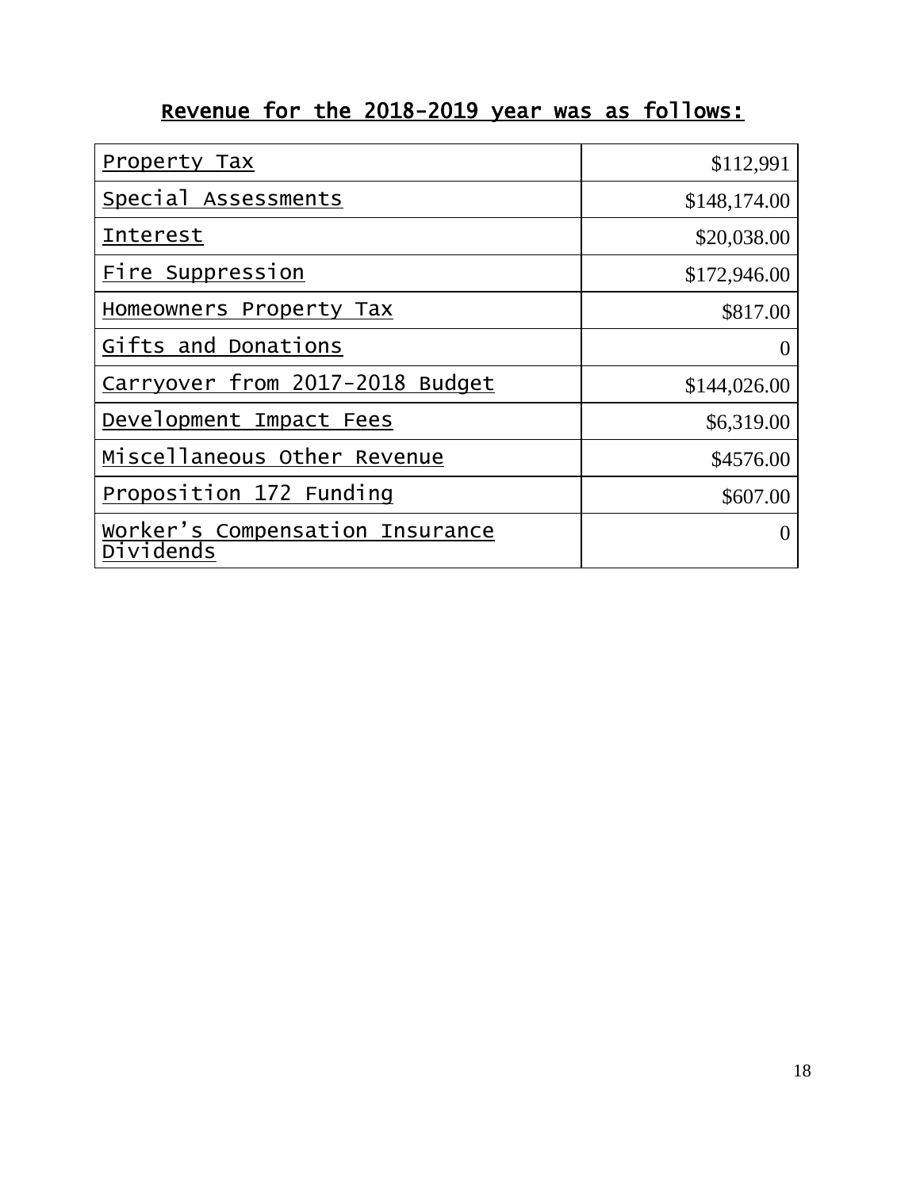## Revenue for the 2018-2019 year was as follows:

| | |
|---|---:|
| Property Tax | $112,991 |
| Special Assessments | $148,174.00 |
| Interest | $20,038.00 |
| Fire Suppression | $172,946.00 |
| Homeowners Property Tax | $817.00 |
| Gifts and Donations | 0 |
| Carryover from 2017-2018 Budget | $144,026.00 |
| Development Impact Fees | $6,319.00 |
| Miscellaneous Other Revenue | $4576.00 |
| Proposition 172 Funding | $607.00 |
| Worker's Compensation Insurance Dividends | 0 |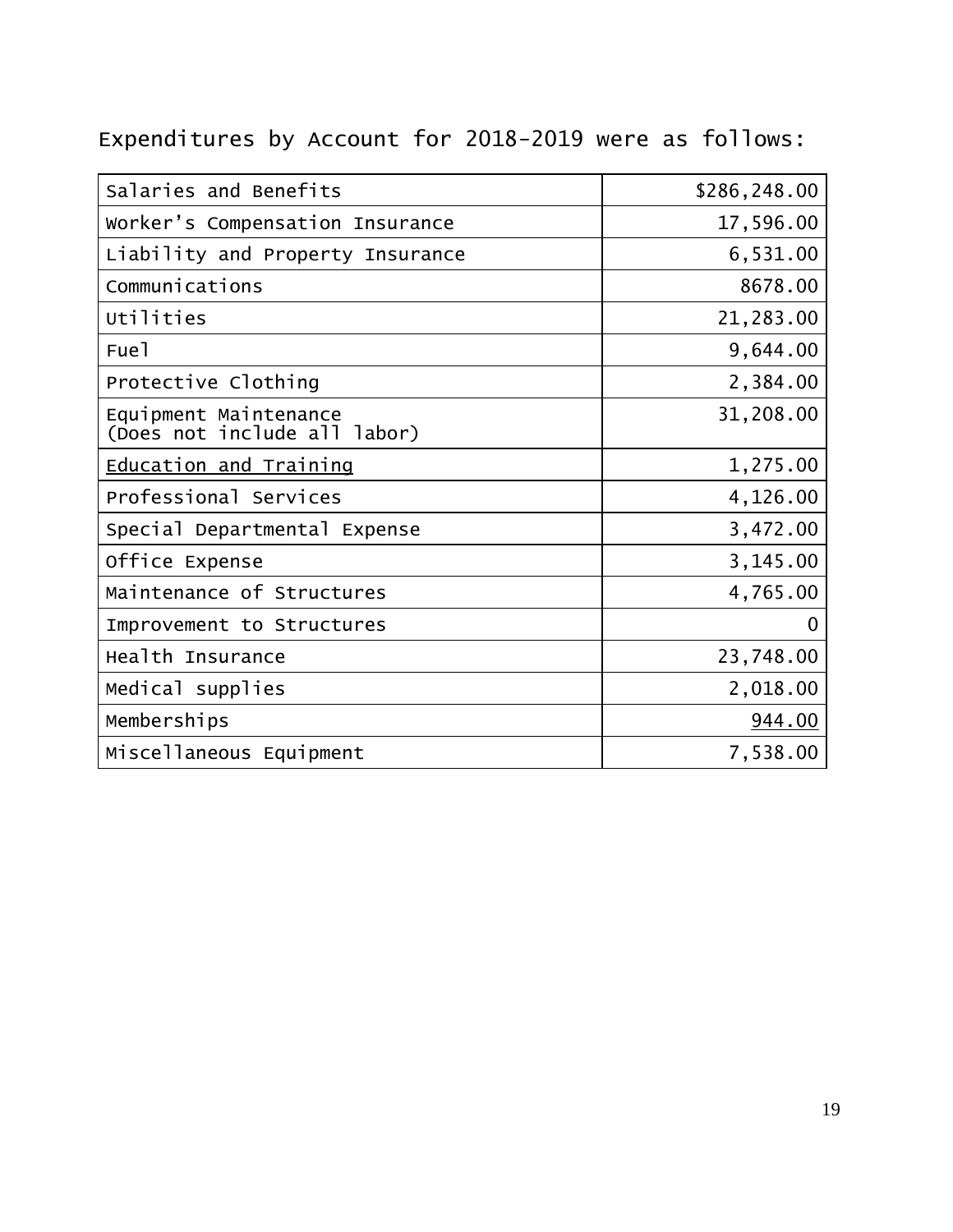Expenditures by Account for 2018-2019 were as follows:

| Salaries and Benefits | $286,248.00 |
|---|---|
| Worker's Compensation Insurance | 17,596.00 |
| Liability and Property Insurance | 6,531.00 |
| Communications | 8678.00 |
| Utilities | 21,283.00 |
| Fuel | 9,644.00 |
| Protective Clothing | 2,384.00 |
| Equipment Maintenance (Does not include all labor) | 31,208.00 |
| Education and Training | 1,275.00 |
| Professional Services | 4,126.00 |
| Special Departmental Expense | 3,472.00 |
| Office Expense | 3,145.00 |
| Maintenance of Structures | 4,765.00 |
| Improvement to Structures | 0 |
| Health Insurance | 23,748.00 |
| Medical supplies | 2,018.00 |
| Memberships | 944.00 |
| Miscellaneous Equipment | 7,538.00 |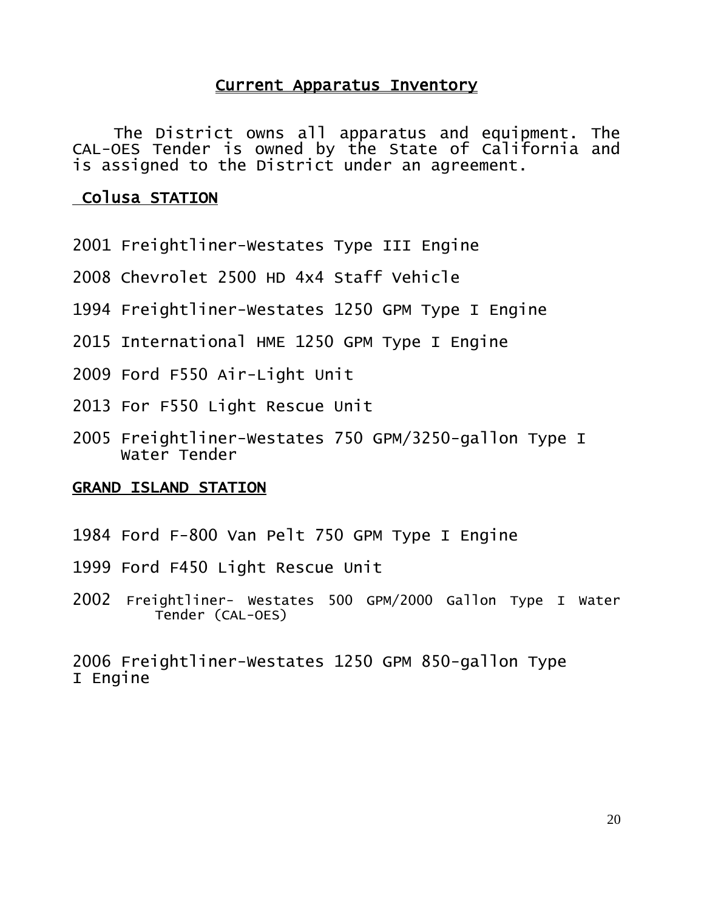# Current Apparatus Inventory

The District owns all apparatus and equipment. The CAL-OES Tender is owned by the State of California and is assigned to the District under an agreement.

## Colusa STATION

2001 Freightliner-Westates Type III Engine

2008 Chevrolet 2500 HD 4x4 Staff Vehicle

1994 Freightliner-Westates 1250 GPM Type I Engine

2015 International HME 1250 GPM Type I Engine

2009 Ford F550 Air-Light Unit

2013 For F550 Light Rescue Unit

2005 Freightliner-Westates 750 GPM/3250-gallon Type I Water Tender

## GRAND ISLAND STATION

1984 Ford F-800 Van Pelt 750 GPM Type I Engine

1999 Ford F450 Light Rescue Unit

2002 Freightliner- Westates 500 GPM/2000 Gallon Type I Water Tender (CAL-OES)

2006 Freightliner-Westates 1250 GPM 850-gallon Type I Engine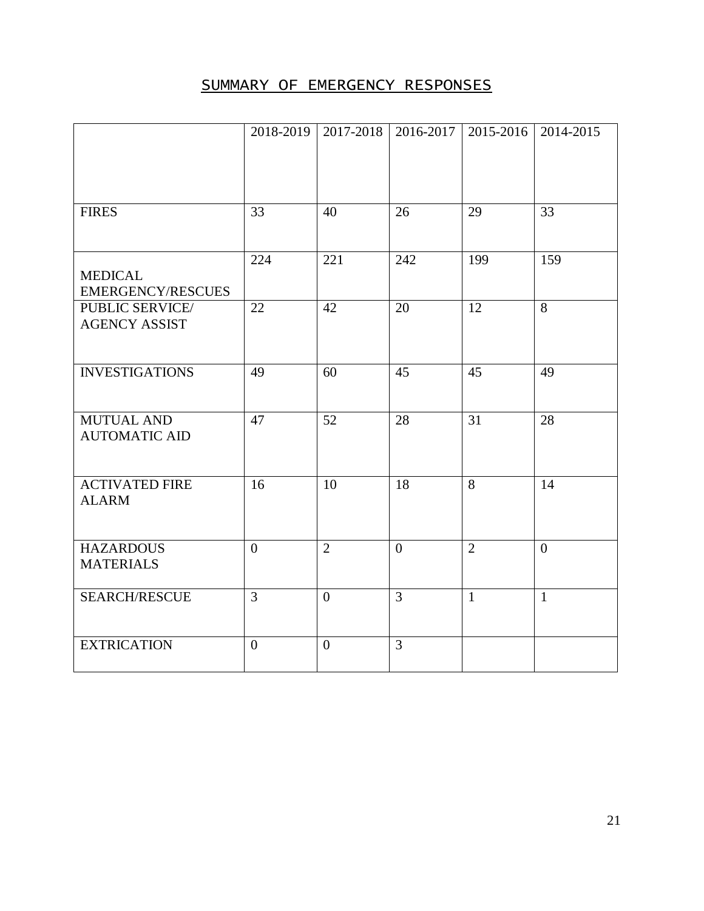## SUMMARY OF EMERGENCY RESPONSES

| | 2018-2019 | 2017-2018 | 2016-2017 | 2015-2016 | 2014-2015 |
|---|---|---|---|---|---|
| FIRES | 33 | 40 | 26 | 29 | 33 |
| MEDICAL EMERGENCY/RESCUES | 224 | 221 | 242 | 199 | 159 |
| PUBLIC SERVICE/ AGENCY ASSIST | 22 | 42 | 20 | 12 | 8 |
| INVESTIGATIONS | 49 | 60 | 45 | 45 | 49 |
| MUTUAL AND AUTOMATIC AID | 47 | 52 | 28 | 31 | 28 |
| ACTIVATED FIRE ALARM | 16 | 10 | 18 | 8 | 14 |
| HAZARDOUS MATERIALS | 0 | 2 | 0 | 2 | 0 |
| SEARCH/RESCUE | 3 | 0 | 3 | 1 | 1 |
| EXTRICATION | 0 | 0 | 3 | | |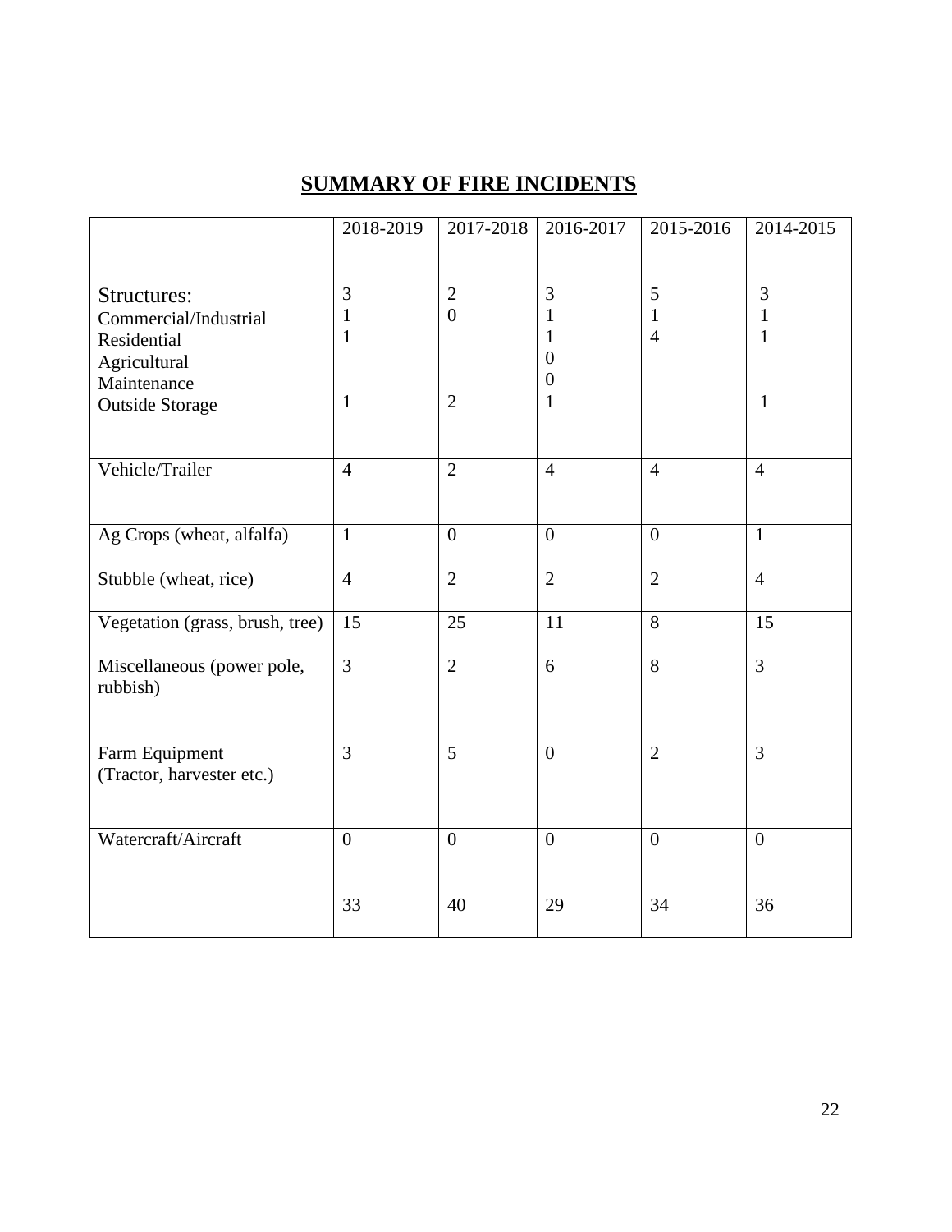# SUMMARY OF FIRE INCIDENTS

| | 2018-2019 | 2017-2018 | 2016-2017 | 2015-2016 | 2014-2015 |
|---|---|---|---|---|---|
| Structures: | 3 | 2 | 3 | 5 | 3 |
| Commercial/Industrial | 1 | 0 | 1 | 1 | 1 |
| Residential | 1 | | 1 | 4 | 1 |
| Agricultural | | | 0 | | |
| Maintenance | | | 0 | | |
| Outside Storage | 1 | 2 | 1 | | 1 |
| Vehicle/Trailer | 4 | 2 | 4 | 4 | 4 |
| Ag Crops (wheat, alfalfa) | 1 | 0 | 0 | 0 | 1 |
| Stubble (wheat, rice) | 4 | 2 | 2 | 2 | 4 |
| Vegetation (grass, brush, tree) | 15 | 25 | 11 | 8 | 15 |
| Miscellaneous (power pole, rubbish) | 3 | 2 | 6 | 8 | 3 |
| Farm Equipment (Tractor, harvester etc.) | 3 | 5 | 0 | 2 | 3 |
| Watercraft/Aircraft | 0 | 0 | 0 | 0 | 0 |
| | 33 | 40 | 29 | 34 | 36 |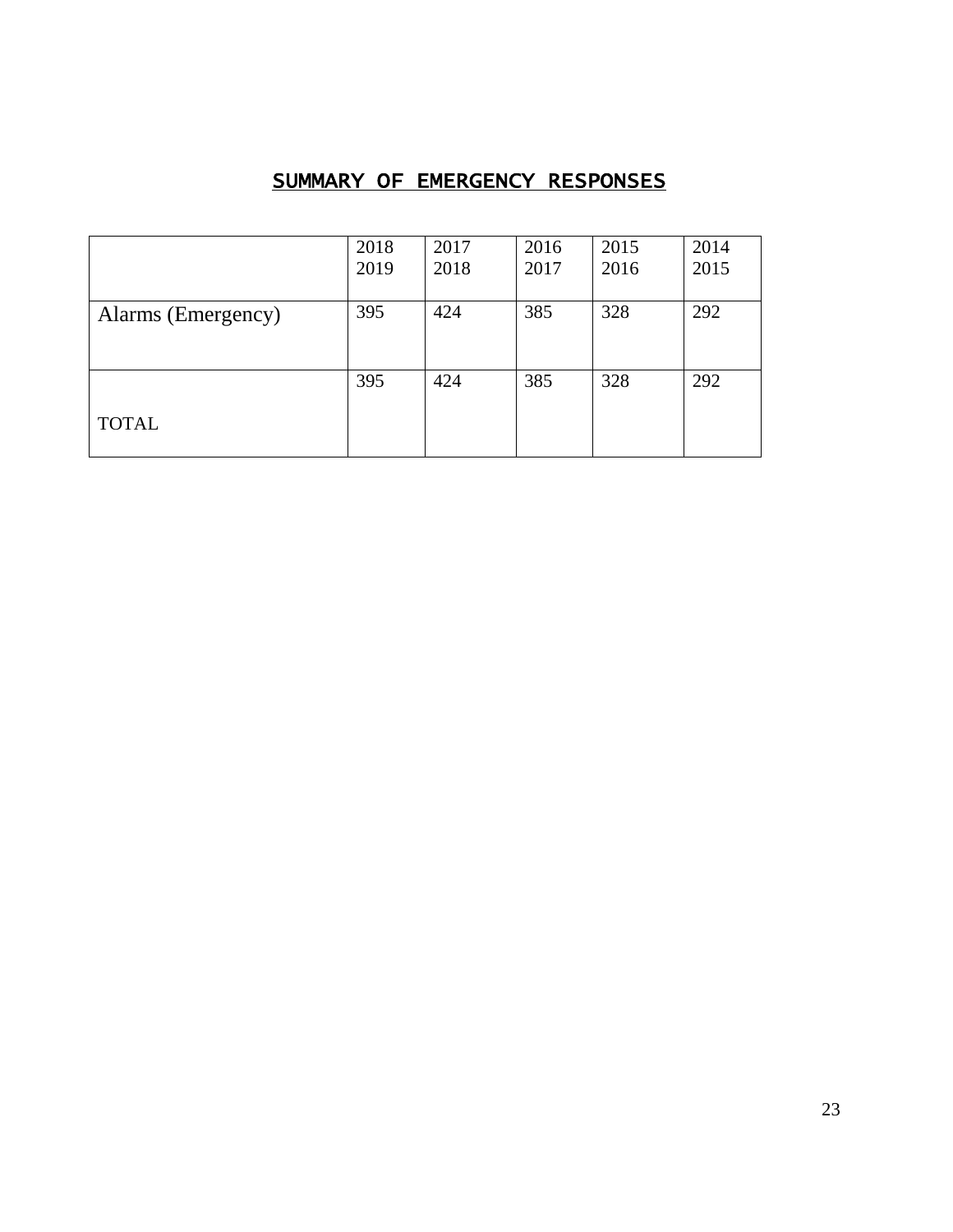## SUMMARY OF EMERGENCY RESPONSES

| | 2018 2019 | 2017 2018 | 2016 2017 | 2015 2016 | 2014 2015 |
|---|---|---|---|---|---|
| Alarms (Emergency) | 395 | 424 | 385 | 328 | 292 |
| TOTAL | 395 | 424 | 385 | 328 | 292 |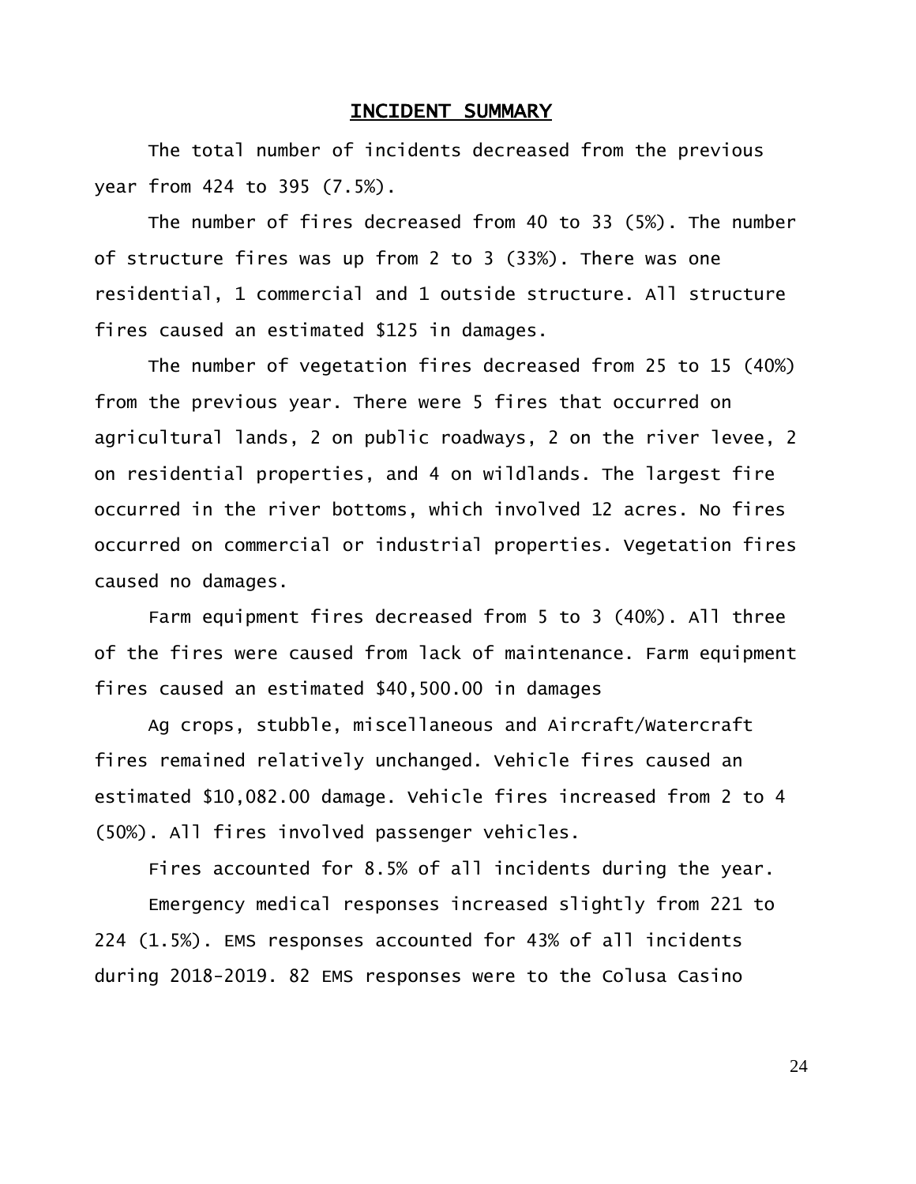## INCIDENT SUMMARY

The total number of incidents decreased from the previous year from 424 to 395 (7.5%).

The number of fires decreased from 40 to 33 (5%). The number of structure fires was up from 2 to 3 (33%). There was one residential, 1 commercial and 1 outside structure. All structure fires caused an estimated $125 in damages.

The number of vegetation fires decreased from 25 to 15 (40%) from the previous year. There were 5 fires that occurred on agricultural lands, 2 on public roadways, 2 on the river levee, 2 on residential properties, and 4 on wildlands. The largest fire occurred in the river bottoms, which involved 12 acres. No fires occurred on commercial or industrial properties. Vegetation fires caused no damages.

Farm equipment fires decreased from 5 to 3 (40%). All three of the fires were caused from lack of maintenance. Farm equipment fires caused an estimated $40,500.00 in damages

Ag crops, stubble, miscellaneous and Aircraft/Watercraft fires remained relatively unchanged. Vehicle fires caused an estimated $10,082.00 damage. Vehicle fires increased from 2 to 4 (50%). All fires involved passenger vehicles.

Fires accounted for 8.5% of all incidents during the year.

Emergency medical responses increased slightly from 221 to 224 (1.5%). EMS responses accounted for 43% of all incidents during 2018-2019. 82 EMS responses were to the Colusa Casino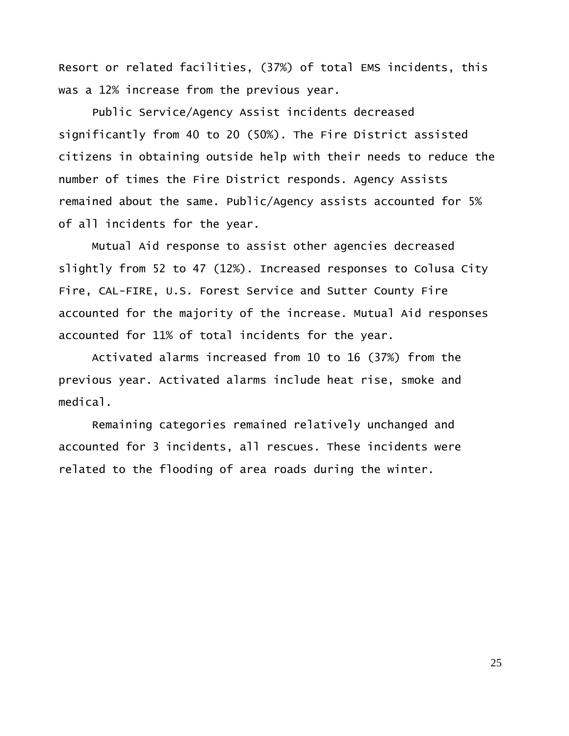Resort or related facilities, (37%) of total EMS incidents, this was a 12% increase from the previous year.

Public Service/Agency Assist incidents decreased significantly from 40 to 20 (50%). The Fire District assisted citizens in obtaining outside help with their needs to reduce the number of times the Fire District responds. Agency Assists remained about the same. Public/Agency assists accounted for 5% of all incidents for the year.

Mutual Aid response to assist other agencies decreased slightly from 52 to 47 (12%). Increased responses to Colusa City Fire, CAL-FIRE, U.S. Forest Service and Sutter County Fire accounted for the majority of the increase. Mutual Aid responses accounted for 11% of total incidents for the year.

Activated alarms increased from 10 to 16 (37%) from the previous year. Activated alarms include heat rise, smoke and medical.

Remaining categories remained relatively unchanged and accounted for 3 incidents, all rescues. These incidents were related to the flooding of area roads during the winter.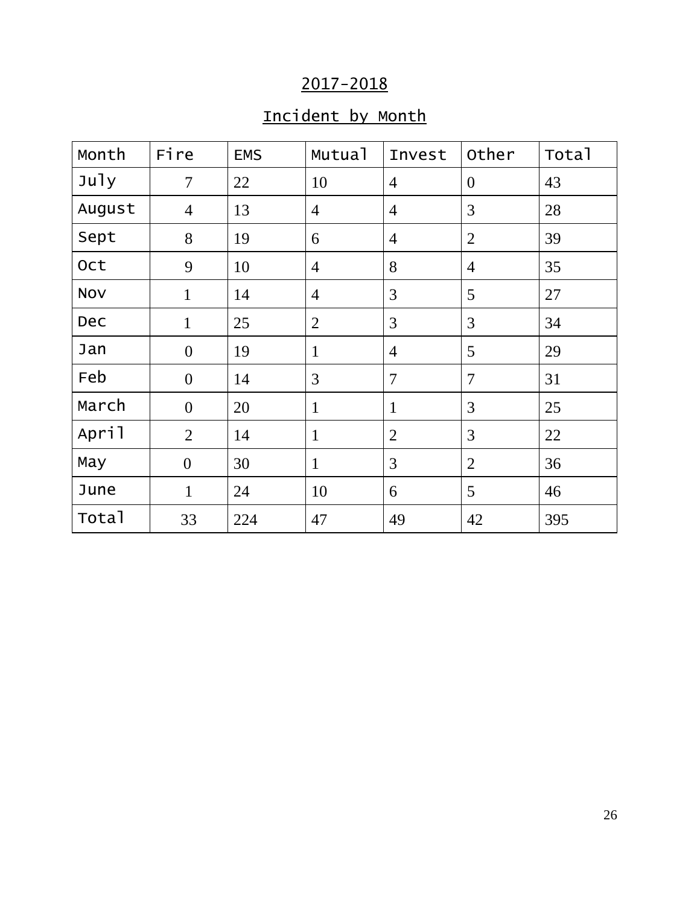## 2017-2018

## Incident by Month

| Month | Fire | EMS | Mutual | Invest | Other | Total |
|---|---|---|---|---|---|---|
| July | 7 | 22 | 10 | 4 | 0 | 43 |
| August | 4 | 13 | 4 | 4 | 3 | 28 |
| Sept | 8 | 19 | 6 | 4 | 2 | 39 |
| Oct | 9 | 10 | 4 | 8 | 4 | 35 |
| Nov | 1 | 14 | 4 | 3 | 5 | 27 |
| Dec | 1 | 25 | 2 | 3 | 3 | 34 |
| Jan | 0 | 19 | 1 | 4 | 5 | 29 |
| Feb | 0 | 14 | 3 | 7 | 7 | 31 |
| March | 0 | 20 | 1 | 1 | 3 | 25 |
| April | 2 | 14 | 1 | 2 | 3 | 22 |
| May | 0 | 30 | 1 | 3 | 2 | 36 |
| June | 1 | 24 | 10 | 6 | 5 | 46 |
| Total | 33 | 224 | 47 | 49 | 42 | 395 |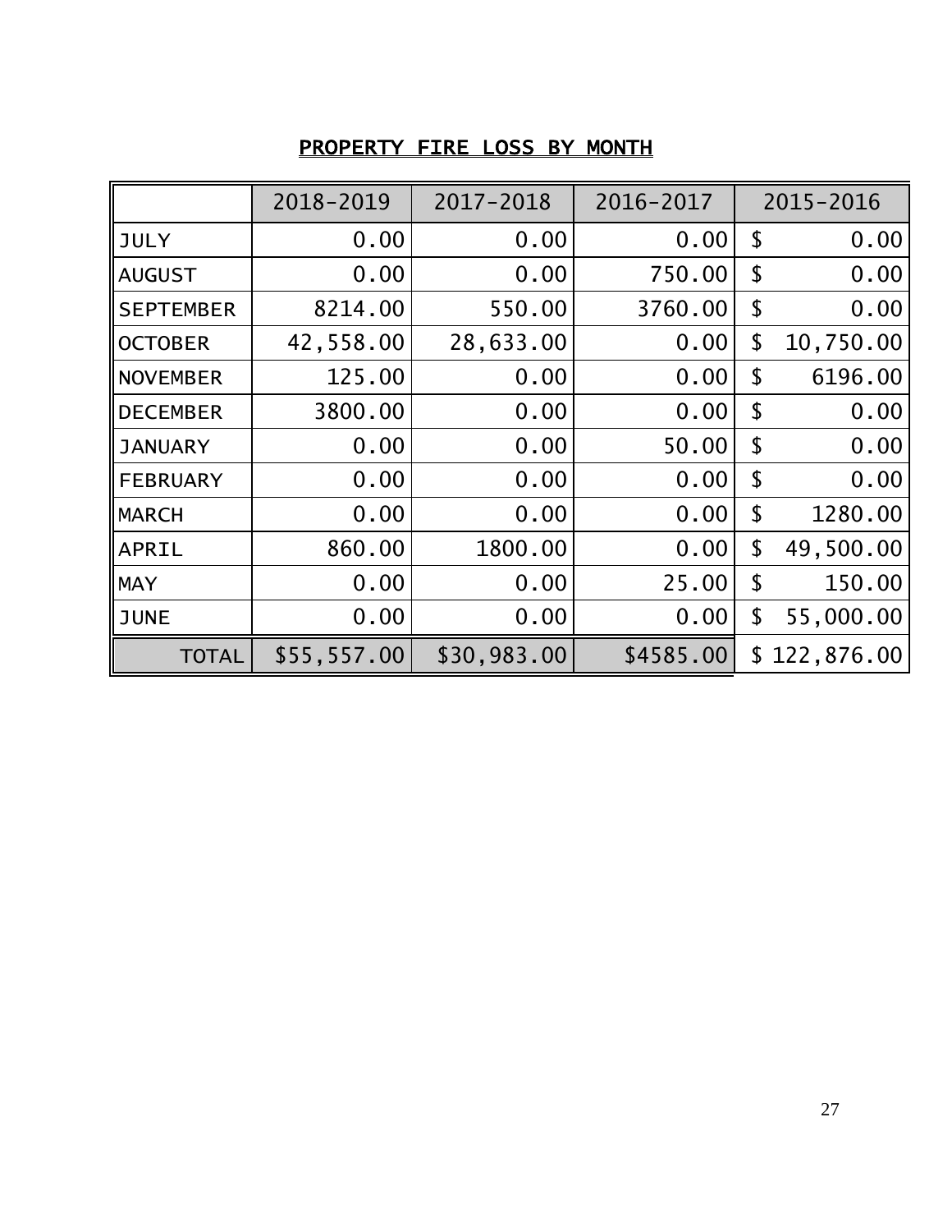## PROPERTY FIRE LOSS BY MONTH

| | 2018-2019 | 2017-2018 | 2016-2017 | 2015-2016 |
|---|---|---|---|---|
| JULY | 0.00 | 0.00 | 0.00 | $ 0.00 |
| AUGUST | 0.00 | 0.00 | 750.00 | $ 0.00 |
| SEPTEMBER | 8214.00 | 550.00 | 3760.00 | $ 0.00 |
| OCTOBER | 42,558.00 | 28,633.00 | 0.00 | $ 10,750.00 |
| NOVEMBER | 125.00 | 0.00 | 0.00 | $ 6196.00 |
| DECEMBER | 3800.00 | 0.00 | 0.00 | $ 0.00 |
| JANUARY | 0.00 | 0.00 | 50.00 | $ 0.00 |
| FEBRUARY | 0.00 | 0.00 | 0.00 | $ 0.00 |
| MARCH | 0.00 | 0.00 | 0.00 | $ 1280.00 |
| APRIL | 860.00 | 1800.00 | 0.00 | $ 49,500.00 |
| MAY | 0.00 | 0.00 | 25.00 | $ 150.00 |
| JUNE | 0.00 | 0.00 | 0.00 | $ 55,000.00 |
| TOTAL | $55,557.00 | $30,983.00 | $4585.00 | $ 122,876.00 |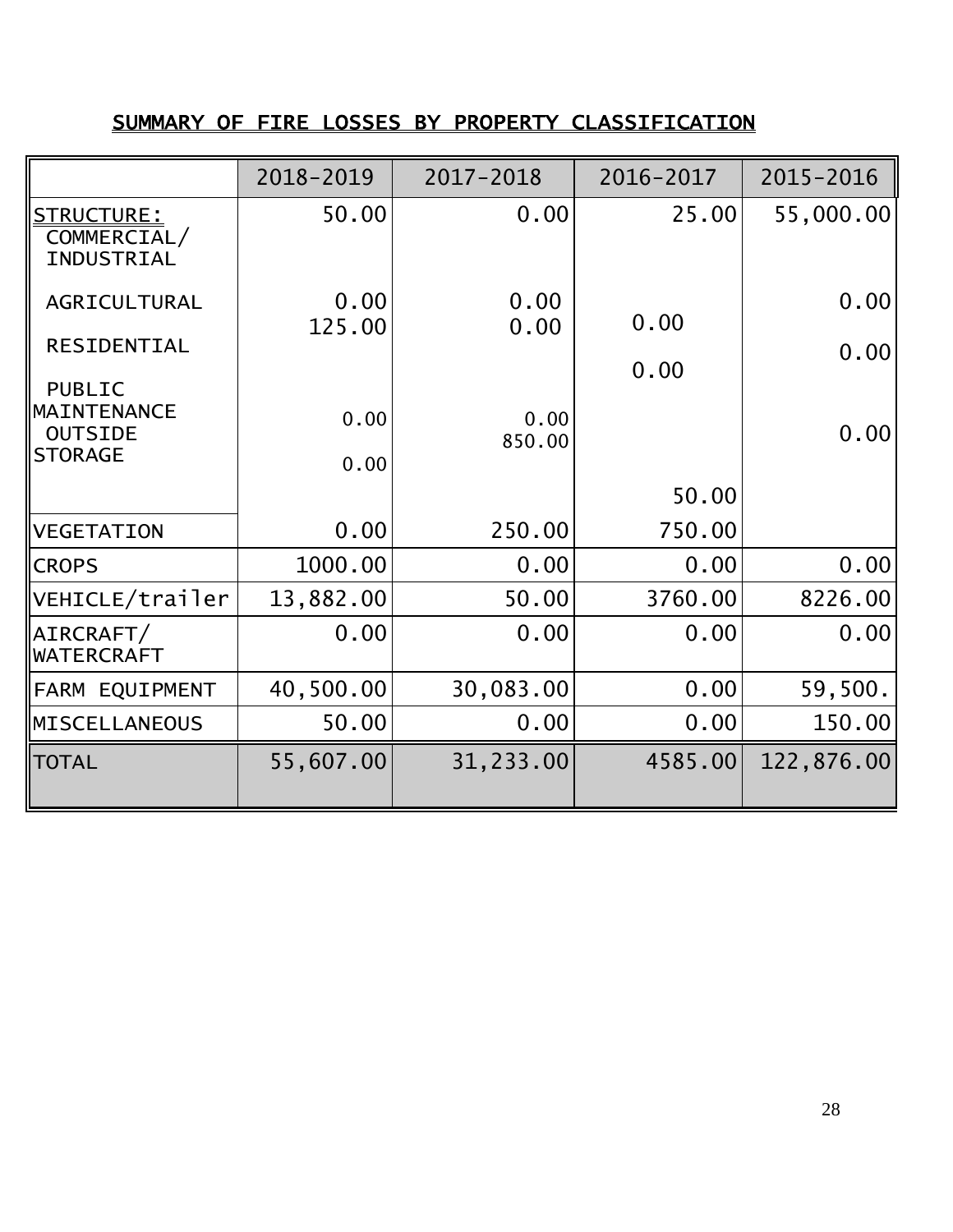## SUMMARY OF FIRE LOSSES BY PROPERTY CLASSIFICATION

| | 2018-2019 | 2017-2018 | 2016-2017 | 2015-2016 |
|---|---|---|---|---|
| STRUCTURE: COMMERCIAL/ INDUSTRIAL | 50.00 | 0.00 | 25.00 | 55,000.00 |
| AGRICULTURAL | 0.00 | 0.00 | 0.00 | 0.00 |
| RESIDENTIAL | 125.00 | 0.00 | 0.00 | 0.00 |
| PUBLIC MAINTENANCE | 0.00 | 0.00 | | 0.00 |
| OUTSIDE STORAGE | 0.00 | 850.00 | 50.00 | |
| VEGETATION | 0.00 | 250.00 | 750.00 | |
| CROPS | 1000.00 | 0.00 | 0.00 | 0.00 |
| VEHICLE/trailer | 13,882.00 | 50.00 | 3760.00 | 8226.00 |
| AIRCRAFT/ WATERCRAFT | 0.00 | 0.00 | 0.00 | 0.00 |
| FARM EQUIPMENT | 40,500.00 | 30,083.00 | 0.00 | 59,500. |
| MISCELLANEOUS | 50.00 | 0.00 | 0.00 | 150.00 |
| TOTAL | 55,607.00 | 31,233.00 | 4585.00 | 122,876.00 |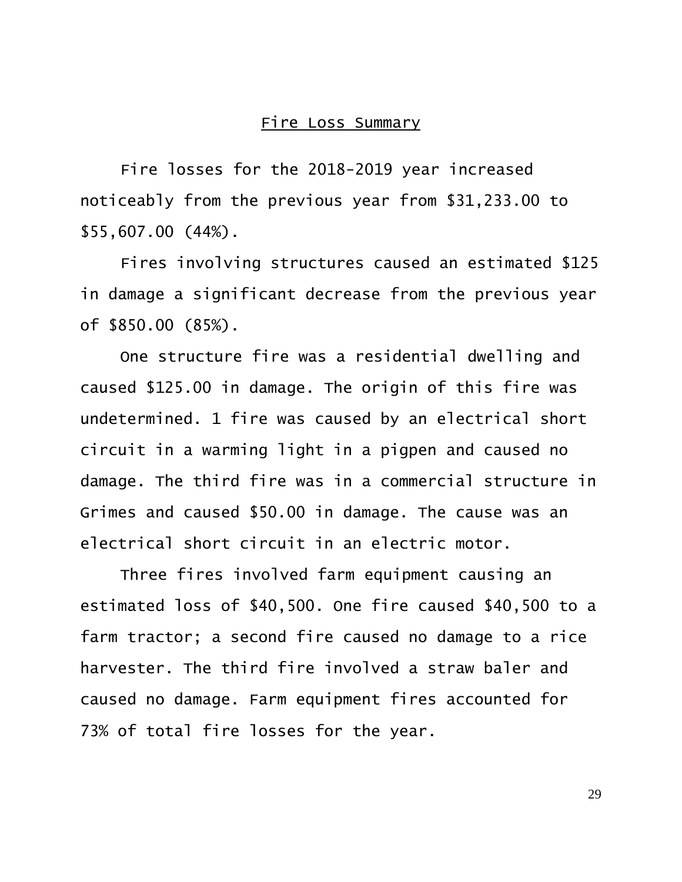## Fire Loss Summary

Fire losses for the 2018-2019 year increased noticeably from the previous year from $31,233.00 to $55,607.00 (44%).

Fires involving structures caused an estimated $125 in damage a significant decrease from the previous year of $850.00 (85%).

One structure fire was a residential dwelling and caused $125.00 in damage. The origin of this fire was undetermined. 1 fire was caused by an electrical short circuit in a warming light in a pigpen and caused no damage. The third fire was in a commercial structure in Grimes and caused $50.00 in damage. The cause was an electrical short circuit in an electric motor.

Three fires involved farm equipment causing an estimated loss of $40,500. One fire caused $40,500 to a farm tractor; a second fire caused no damage to a rice harvester. The third fire involved a straw baler and caused no damage. Farm equipment fires accounted for 73% of total fire losses for the year.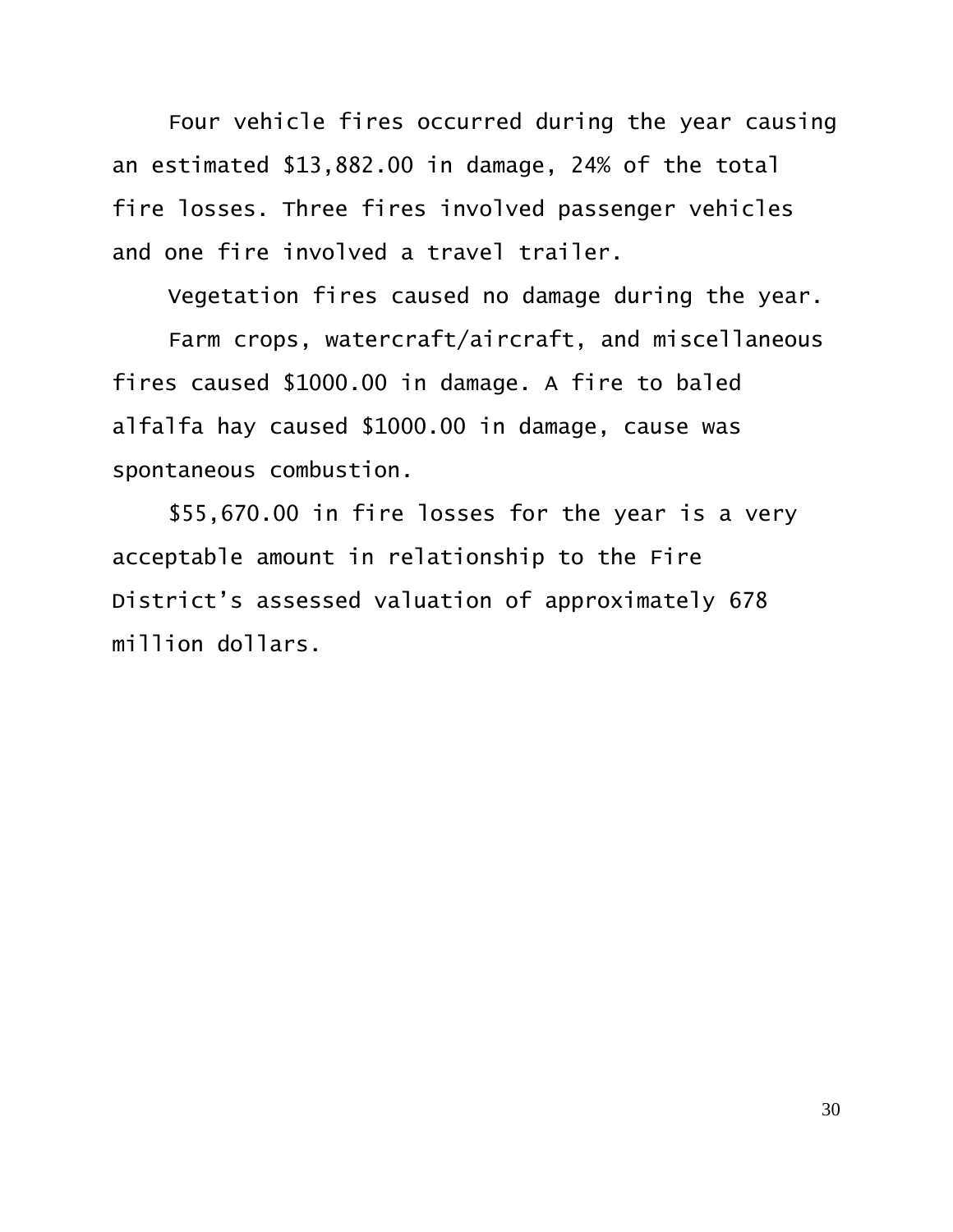Four vehicle fires occurred during the year causing an estimated $13,882.00 in damage, 24% of the total fire losses. Three fires involved passenger vehicles and one fire involved a travel trailer.

Vegetation fires caused no damage during the year.

Farm crops, watercraft/aircraft, and miscellaneous fires caused $1000.00 in damage. A fire to baled alfalfa hay caused $1000.00 in damage, cause was spontaneous combustion.

$55,670.00 in fire losses for the year is a very acceptable amount in relationship to the Fire District's assessed valuation of approximately 678 million dollars.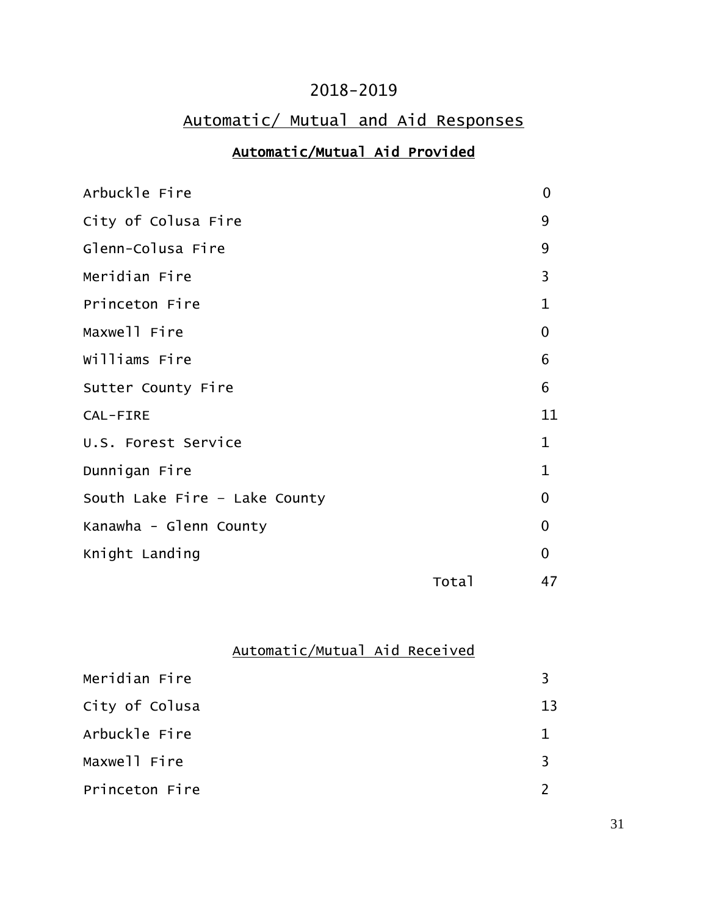# 2018-2019

## Automatic/ Mutual and Aid Responses

### Automatic/Mutual Aid Provided

| | |
|---|---|
| Arbuckle Fire | 0 |
| City of Colusa Fire | 9 |
| Glenn-Colusa Fire | 9 |
| Meridian Fire | 3 |
| Princeton Fire | 1 |
| Maxwell Fire | 0 |
| Williams Fire | 6 |
| Sutter County Fire | 6 |
| CAL-FIRE | 11 |
| U.S. Forest Service | 1 |
| Dunnigan Fire | 1 |
| South Lake Fire – Lake County | 0 |
| Kanawha - Glenn County | 0 |
| Knight Landing | 0 |
| Total | 47 |

### Automatic/Mutual Aid Received

| | |
|---|---|
| Meridian Fire | 3 |
| City of Colusa | 13 |
| Arbuckle Fire | 1 |
| Maxwell Fire | 3 |
| Princeton Fire | 2 |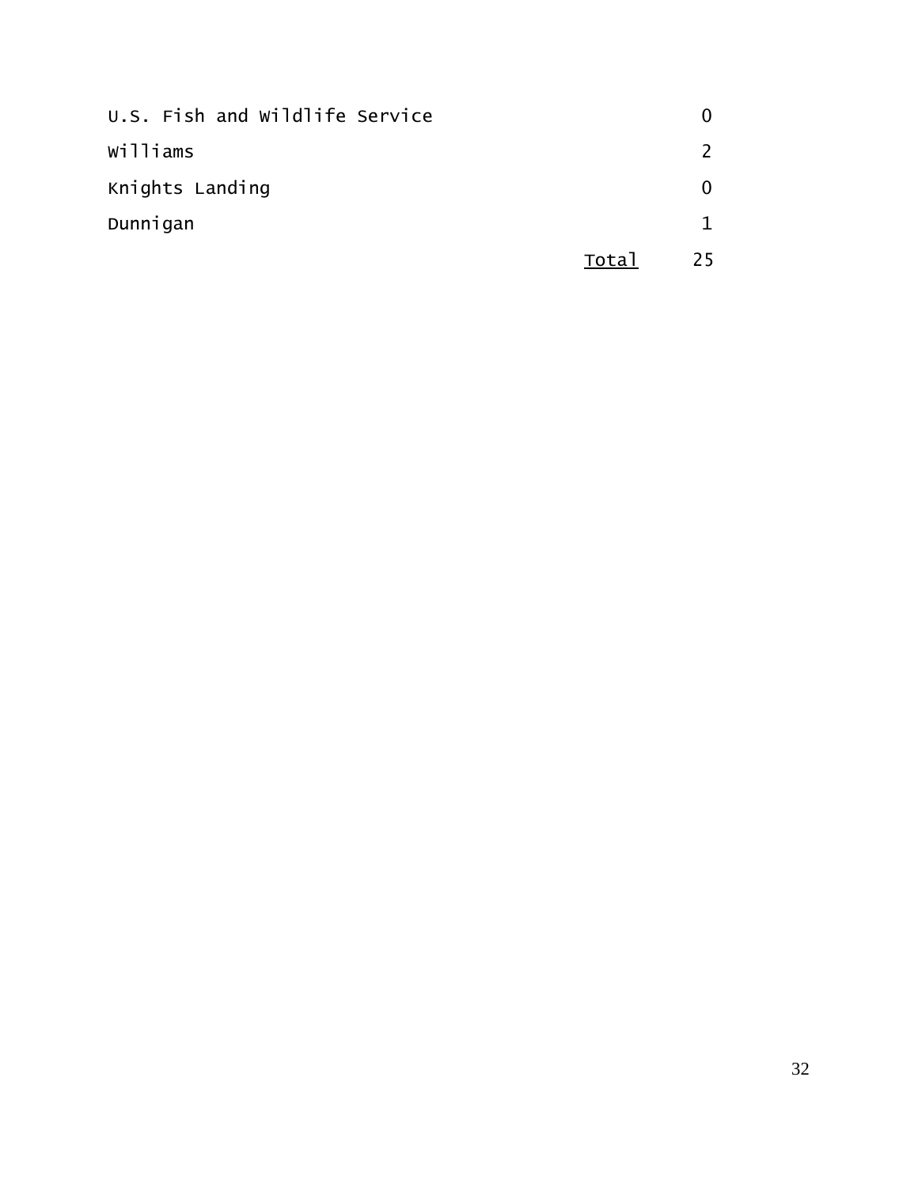| | |
|---|---|
| U.S. Fish and Wildlife Service | 0 |
| Williams | 2 |
| Knights Landing | 0 |
| Dunnigan | 1 |
| Total | 25 |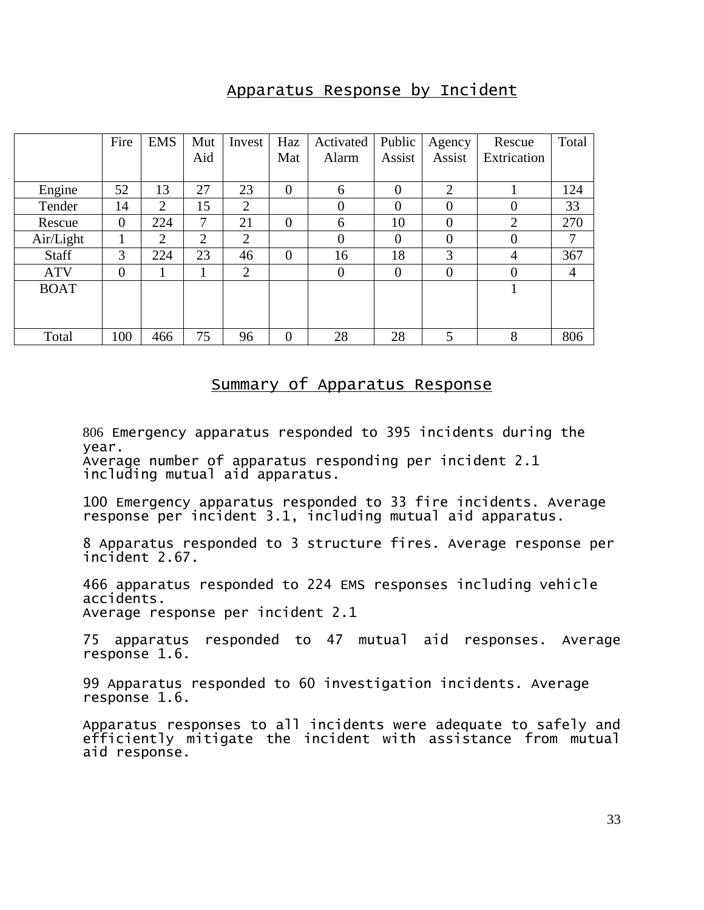## Apparatus Response by Incident

| | Fire | EMS | Mut Aid | Invest | Haz Mat | Activated Alarm | Public Assist | Agency Assist | Rescue Extrication | Total |
|---|---|---|---|---|---|---|---|---|---|---|
| Engine | 52 | 13 | 27 | 23 | 0 | 6 | 0 | 2 | 1 | 124 |
| Tender | 14 | 2 | 15 | 2 | | 0 | 0 | 0 | 0 | 33 |
| Rescue | 0 | 224 | 7 | 21 | 0 | 6 | 10 | 0 | 2 | 270 |
| Air/Light | 1 | 2 | 2 | 2 | | 0 | 0 | 0 | 0 | 7 |
| Staff | 3 | 224 | 23 | 46 | 0 | 16 | 18 | 3 | 4 | 367 |
| ATV | 0 | 1 | 1 | 2 | | 0 | 0 | 0 | 0 | 4 |
| BOAT | | | | | | | | | 1 | |
| Total | 100 | 466 | 75 | 96 | 0 | 28 | 28 | 5 | 8 | 806 |

## Summary of Apparatus Response

806 Emergency apparatus responded to 395 incidents during the year.
Average number of apparatus responding per incident 2.1 including mutual aid apparatus.

100 Emergency apparatus responded to 33 fire incidents. Average response per incident 3.1, including mutual aid apparatus.

8 Apparatus responded to 3 structure fires. Average response per incident 2.67.

466 apparatus responded to 224 EMS responses including vehicle accidents.
Average response per incident 2.1

75 apparatus responded to 47 mutual aid responses. Average response 1.6.

99 Apparatus responded to 60 investigation incidents. Average response 1.6.

Apparatus responses to all incidents were adequate to safely and efficiently mitigate the incident with assistance from mutual aid response.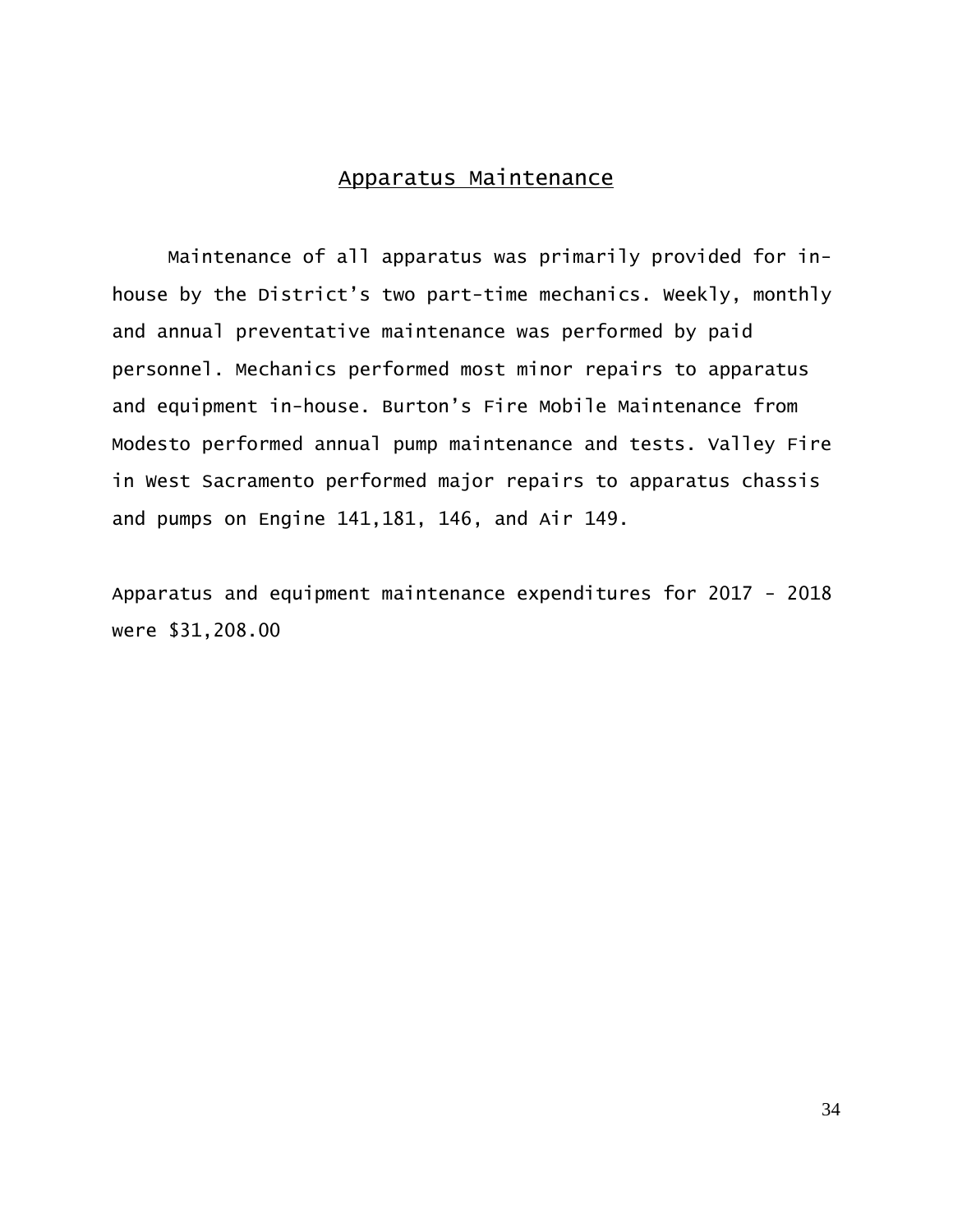## Apparatus Maintenance

Maintenance of all apparatus was primarily provided for in-house by the District's two part-time mechanics. Weekly, monthly and annual preventative maintenance was performed by paid personnel. Mechanics performed most minor repairs to apparatus and equipment in-house. Burton's Fire Mobile Maintenance from Modesto performed annual pump maintenance and tests. Valley Fire in West Sacramento performed major repairs to apparatus chassis and pumps on Engine 141,181, 146, and Air 149.

Apparatus and equipment maintenance expenditures for 2017 - 2018 were $31,208.00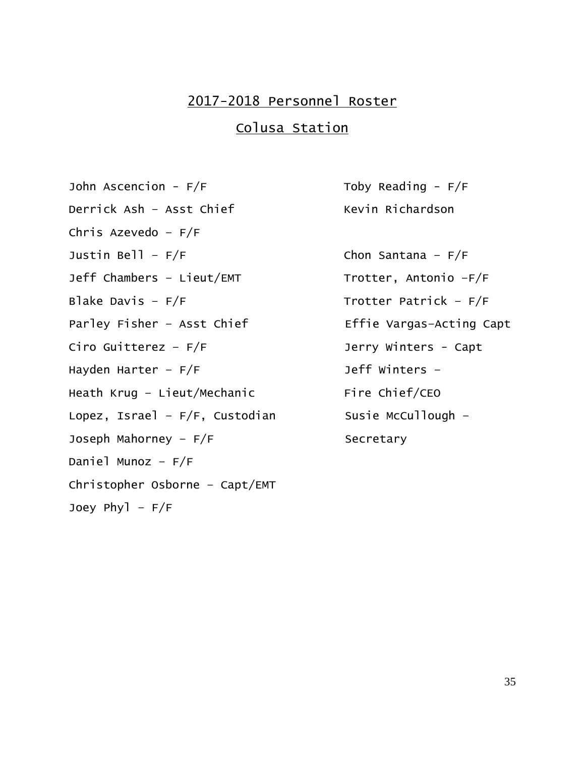## 2017-2018 Personnel Roster

## Colusa Station

John Ascencion - F/F

Derrick Ash – Asst Chief

Chris Azevedo – F/F

Justin Bell – F/F

Jeff Chambers – Lieut/EMT

Blake Davis – F/F

Parley Fisher – Asst Chief

Ciro Guitterez – F/F

Hayden Harter – F/F

Heath Krug – Lieut/Mechanic

Lopez, Israel – F/F, Custodian

Joseph Mahorney – F/F

Daniel Munoz – F/F

Christopher Osborne – Capt/EMT

Joey Phyl – F/F

Toby Reading - F/F

Kevin Richardson

Chon Santana – F/F

Trotter, Antonio –F/F

Trotter Patrick – F/F

Effie Vargas–Acting Capt

Jerry Winters - Capt

Jeff Winters –
Fire Chief/CEO

Susie McCullough –
Secretary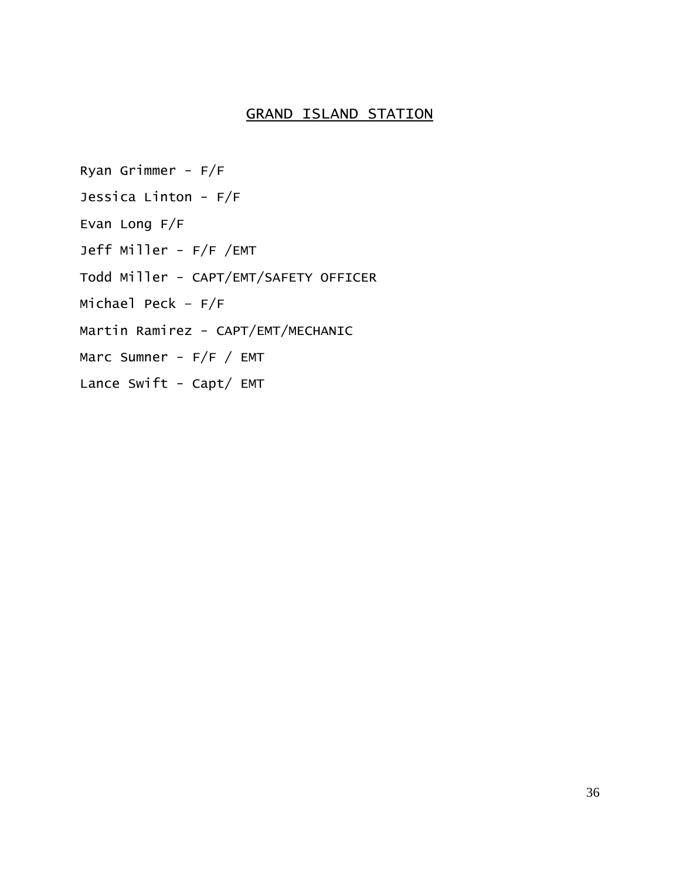## GRAND ISLAND STATION

Ryan Grimmer - F/F

Jessica Linton - F/F

Evan Long F/F

Jeff Miller - F/F /EMT

Todd Miller - CAPT/EMT/SAFETY OFFICER

Michael Peck – F/F

Martin Ramirez - CAPT/EMT/MECHANIC

Marc Sumner - F/F / EMT

Lance Swift - Capt/ EMT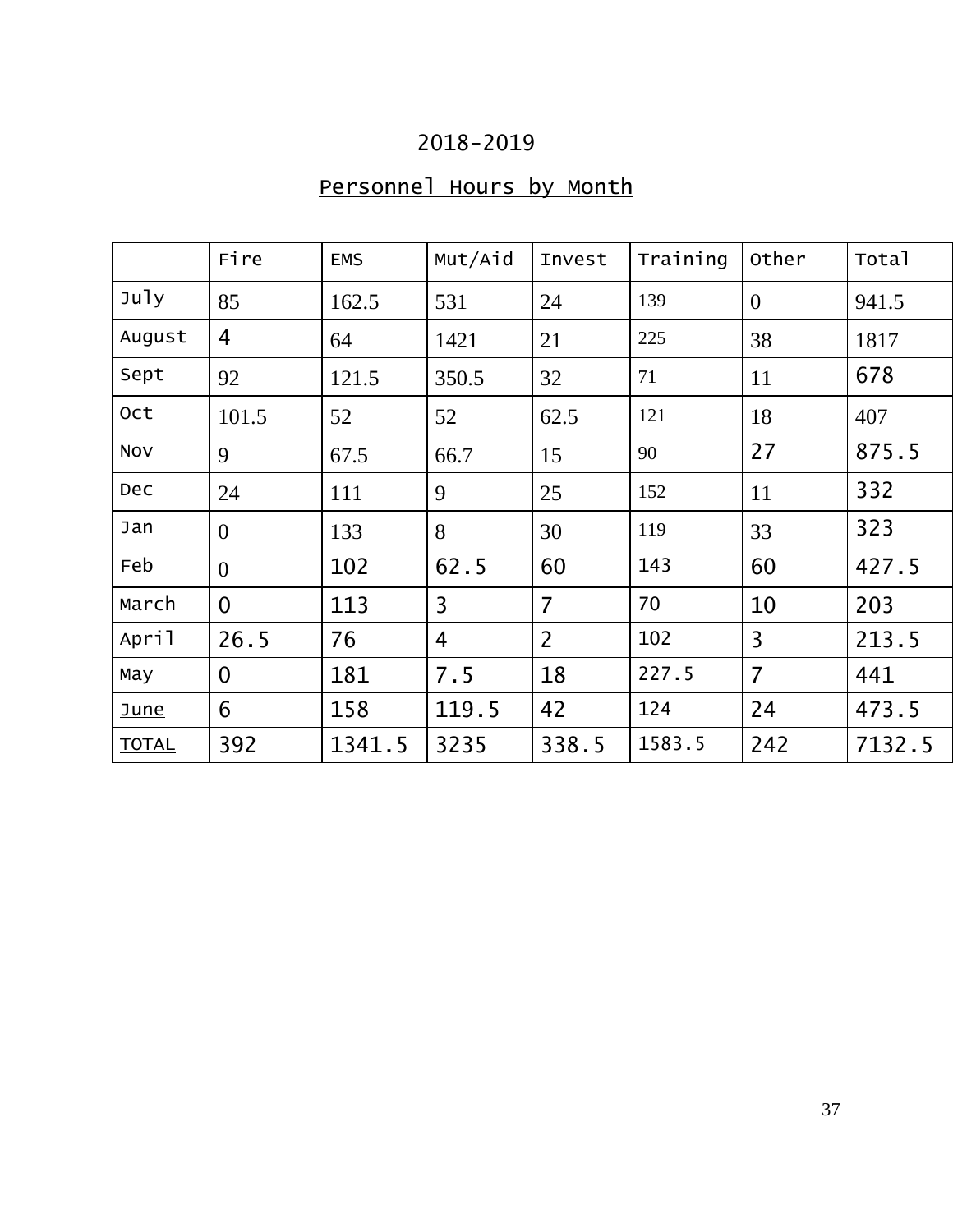2018-2019

Personnel Hours by Month

| | Fire | EMS | Mut/Aid | Invest | Training | Other | Total |
|---|---|---|---|---|---|---|---|
| July | 85 | 162.5 | 531 | 24 | 139 | 0 | 941.5 |
| August | 4 | 64 | 1421 | 21 | 225 | 38 | 1817 |
| Sept | 92 | 121.5 | 350.5 | 32 | 71 | 11 | 678 |
| Oct | 101.5 | 52 | 52 | 62.5 | 121 | 18 | 407 |
| Nov | 9 | 67.5 | 66.7 | 15 | 90 | 27 | 875.5 |
| Dec | 24 | 111 | 9 | 25 | 152 | 11 | 332 |
| Jan | 0 | 133 | 8 | 30 | 119 | 33 | 323 |
| Feb | 0 | 102 | 62.5 | 60 | 143 | 60 | 427.5 |
| March | 0 | 113 | 3 | 7 | 70 | 10 | 203 |
| April | 26.5 | 76 | 4 | 2 | 102 | 3 | 213.5 |
| May | 0 | 181 | 7.5 | 18 | 227.5 | 7 | 441 |
| June | 6 | 158 | 119.5 | 42 | 124 | 24 | 473.5 |
| TOTAL | 392 | 1341.5 | 3235 | 338.5 | 1583.5 | 242 | 7132.5 |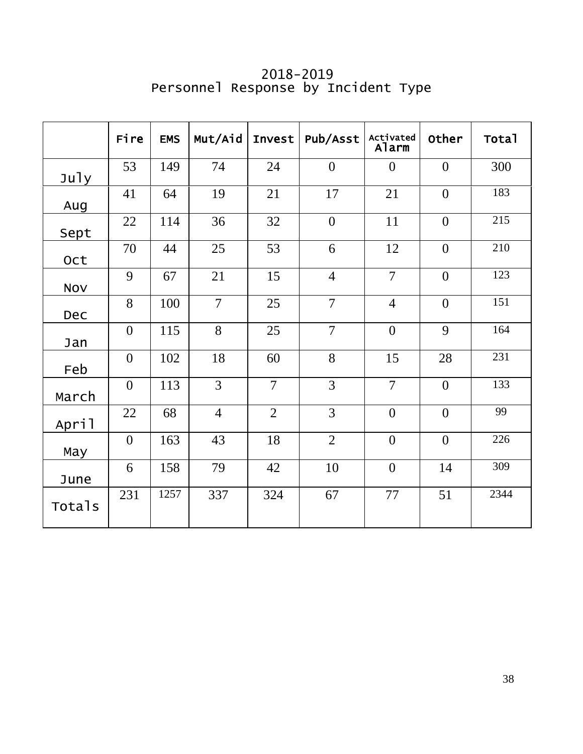# 2018-2019
## Personnel Response by Incident Type

| | Fire | EMS | Mut/Aid | Invest | Pub/Asst | Activated Alarm | Other | Total |
|---|---|---|---|---|---|---|---|---|
| July | 53 | 149 | 74 | 24 | 0 | 0 | 0 | 300 |
| Aug | 41 | 64 | 19 | 21 | 17 | 21 | 0 | 183 |
| Sept | 22 | 114 | 36 | 32 | 0 | 11 | 0 | 215 |
| Oct | 70 | 44 | 25 | 53 | 6 | 12 | 0 | 210 |
| Nov | 9 | 67 | 21 | 15 | 4 | 7 | 0 | 123 |
| Dec | 8 | 100 | 7 | 25 | 7 | 4 | 0 | 151 |
| Jan | 0 | 115 | 8 | 25 | 7 | 0 | 9 | 164 |
| Feb | 0 | 102 | 18 | 60 | 8 | 15 | 28 | 231 |
| March | 0 | 113 | 3 | 7 | 3 | 7 | 0 | 133 |
| April | 22 | 68 | 4 | 2 | 3 | 0 | 0 | 99 |
| May | 0 | 163 | 43 | 18 | 2 | 0 | 0 | 226 |
| June | 6 | 158 | 79 | 42 | 10 | 0 | 14 | 309 |
| Totals | 231 | 1257 | 337 | 324 | 67 | 77 | 51 | 2344 |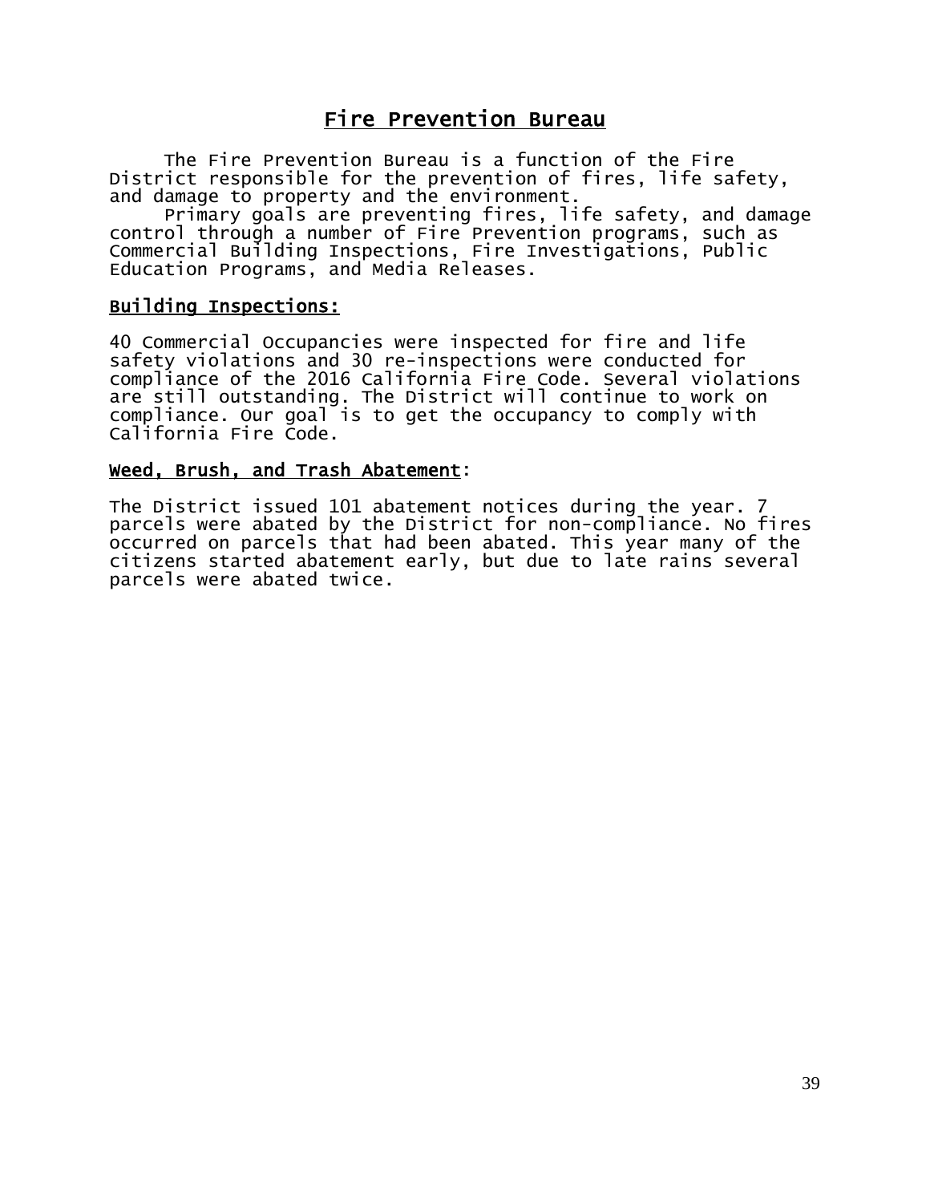# Fire Prevention Bureau

The Fire Prevention Bureau is a function of the Fire District responsible for the prevention of fires, life safety, and damage to property and the environment.

Primary goals are preventing fires, life safety, and damage control through a number of Fire Prevention programs, such as Commercial Building Inspections, Fire Investigations, Public Education Programs, and Media Releases.

## Building Inspections:

40 Commercial Occupancies were inspected for fire and life safety violations and 30 re-inspections were conducted for compliance of the 2016 California Fire Code. Several violations are still outstanding. The District will continue to work on compliance. Our goal is to get the occupancy to comply with California Fire Code.

## Weed, Brush, and Trash Abatement:

The District issued 101 abatement notices during the year. 7 parcels were abated by the District for non-compliance. No fires occurred on parcels that had been abated. This year many of the citizens started abatement early, but due to late rains several parcels were abated twice.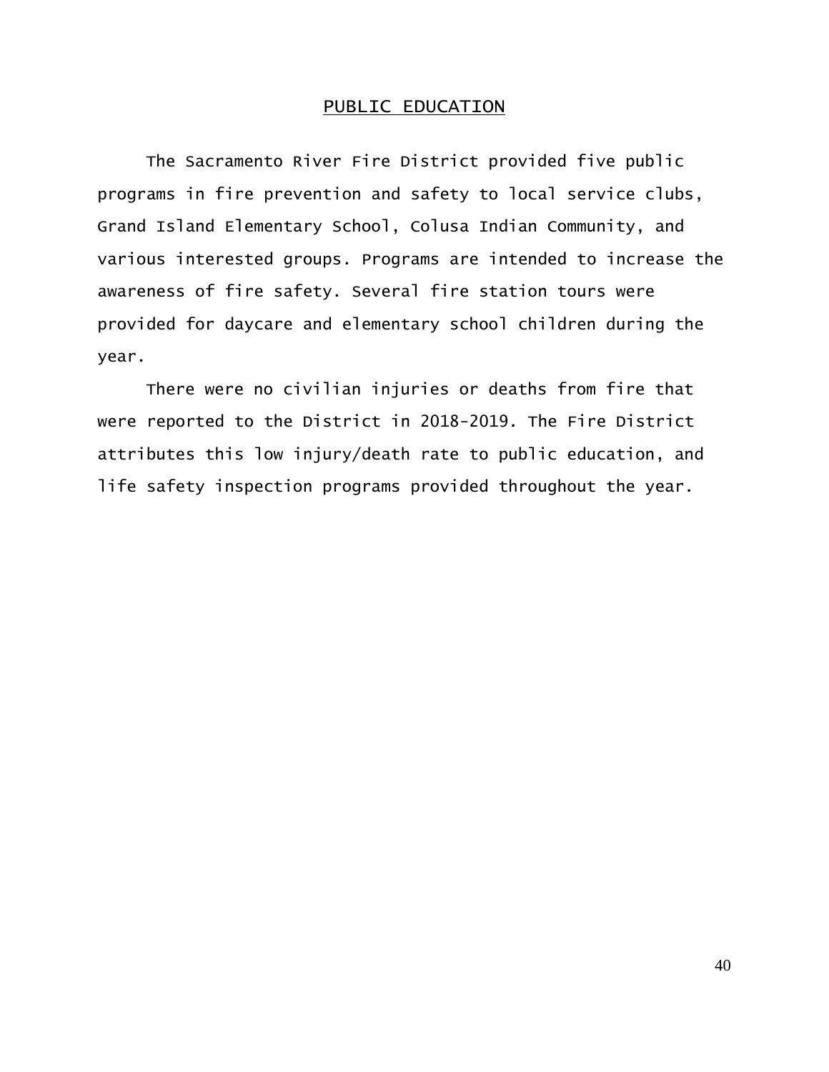## PUBLIC EDUCATION

The Sacramento River Fire District provided five public programs in fire prevention and safety to local service clubs, Grand Island Elementary School, Colusa Indian Community, and various interested groups. Programs are intended to increase the awareness of fire safety. Several fire station tours were provided for daycare and elementary school children during the year.

There were no civilian injuries or deaths from fire that were reported to the District in 2018-2019. The Fire District attributes this low injury/death rate to public education, and life safety inspection programs provided throughout the year.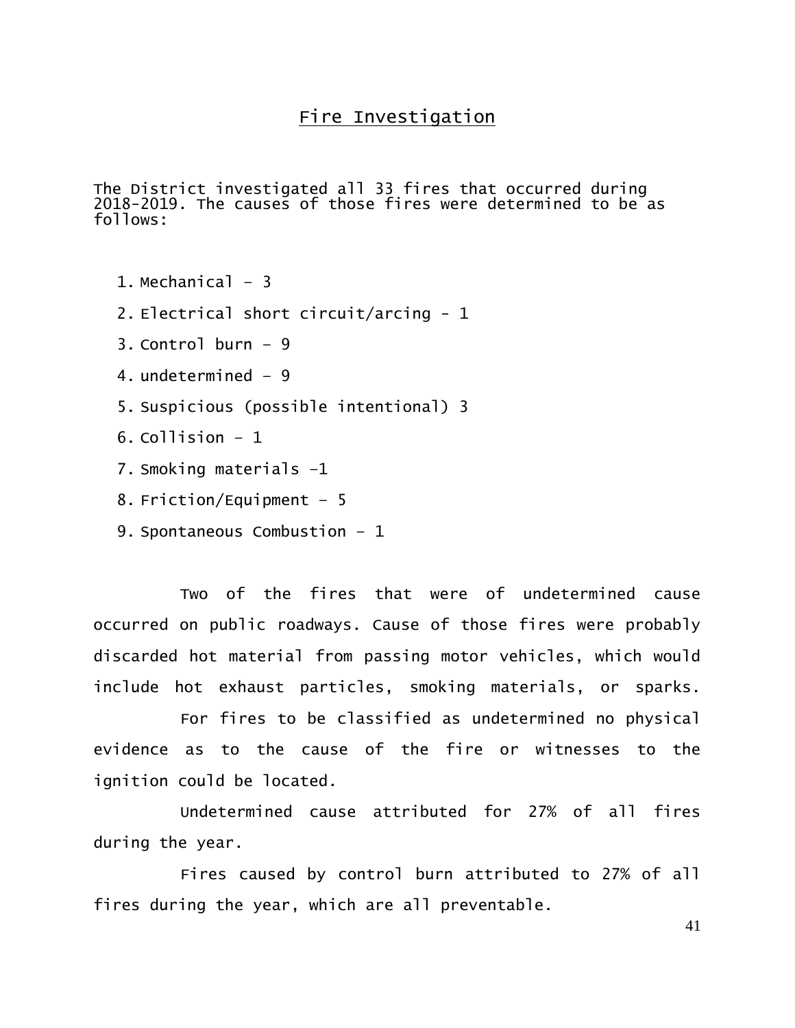## Fire Investigation

The District investigated all 33 fires that occurred during 2018-2019. The causes of those fires were determined to be as follows:

1. Mechanical – 3
2. Electrical short circuit/arcing - 1
3. Control burn – 9
4. undetermined – 9
5. Suspicious (possible intentional) 3
6. Collision – 1
7. Smoking materials –1
8. Friction/Equipment – 5
9. Spontaneous Combustion – 1

Two of the fires that were of undetermined cause occurred on public roadways. Cause of those fires were probably discarded hot material from passing motor vehicles, which would include hot exhaust particles, smoking materials, or sparks.

For fires to be classified as undetermined no physical evidence as to the cause of the fire or witnesses to the ignition could be located.

Undetermined cause attributed for 27% of all fires during the year.

Fires caused by control burn attributed to 27% of all fires during the year, which are all preventable.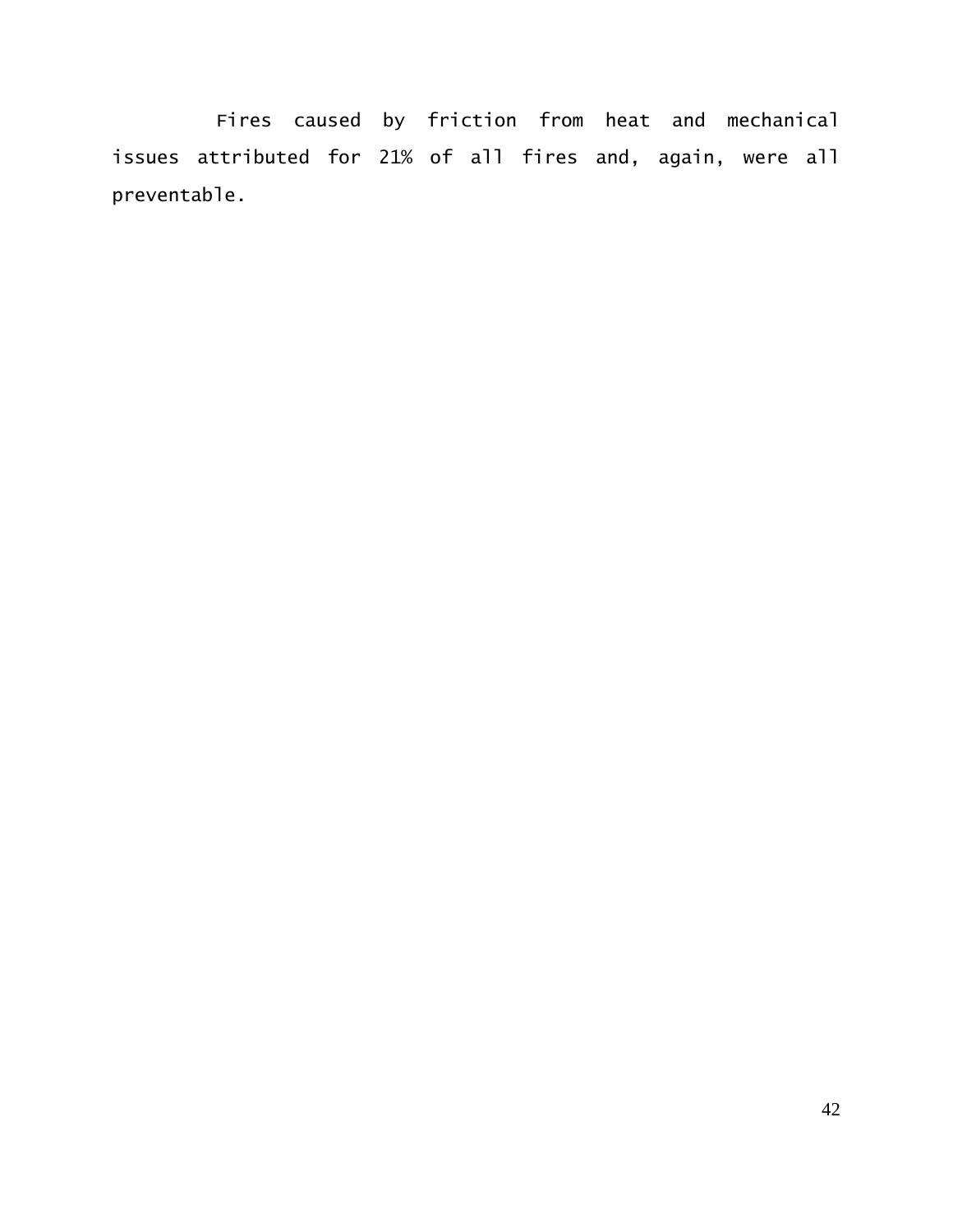Fires caused by friction from heat and mechanical issues attributed for 21% of all fires and, again, were all preventable.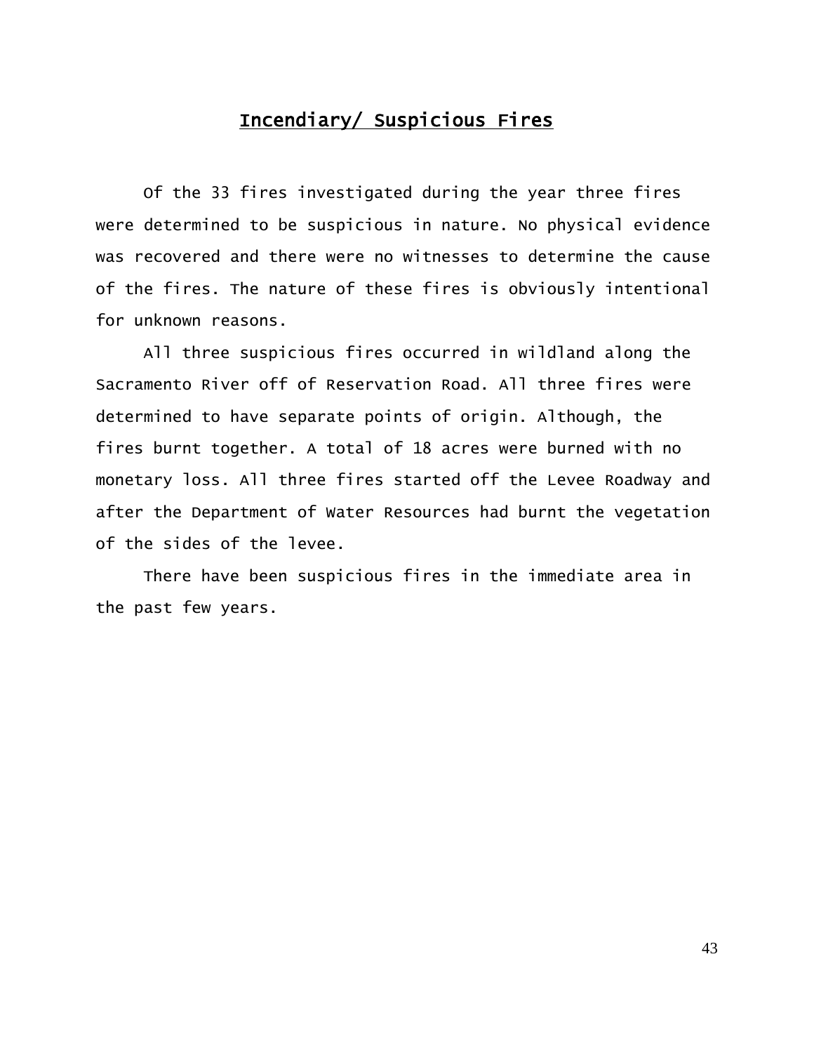## Incendiary/ Suspicious Fires

Of the 33 fires investigated during the year three fires were determined to be suspicious in nature. No physical evidence was recovered and there were no witnesses to determine the cause of the fires. The nature of these fires is obviously intentional for unknown reasons.

All three suspicious fires occurred in wildland along the Sacramento River off of Reservation Road. All three fires were determined to have separate points of origin. Although, the fires burnt together. A total of 18 acres were burned with no monetary loss. All three fires started off the Levee Roadway and after the Department of Water Resources had burnt the vegetation of the sides of the levee.

There have been suspicious fires in the immediate area in the past few years.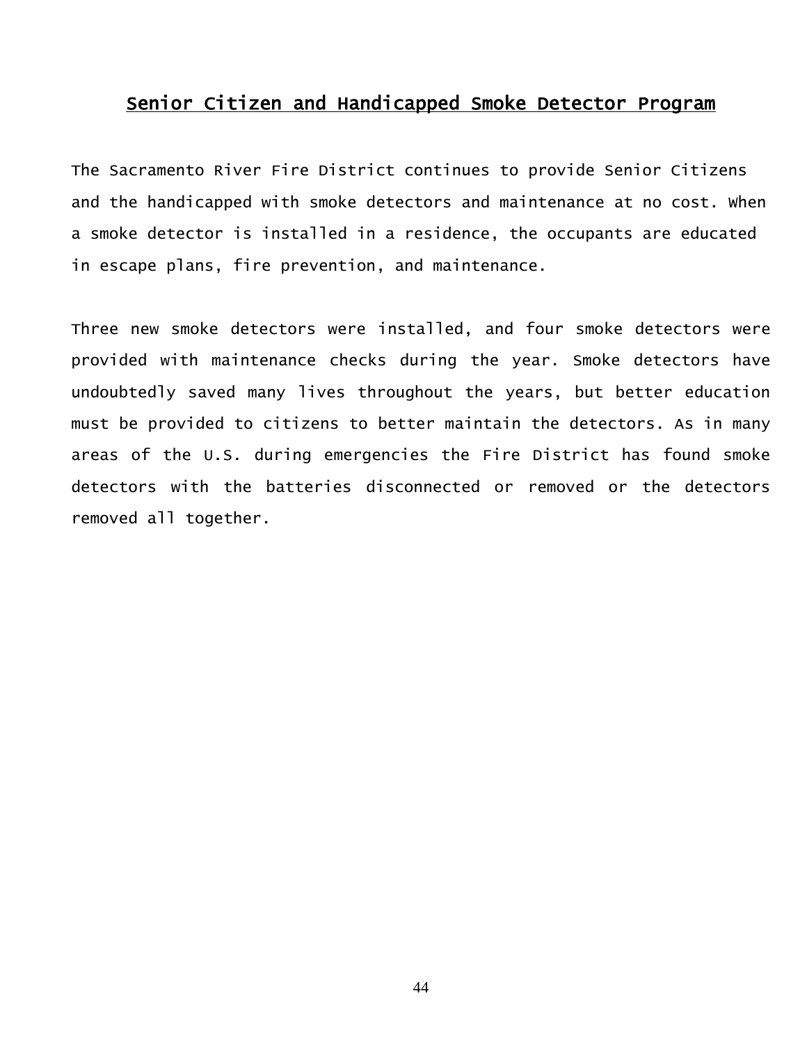## Senior Citizen and Handicapped Smoke Detector Program

The Sacramento River Fire District continues to provide Senior Citizens and the handicapped with smoke detectors and maintenance at no cost. When a smoke detector is installed in a residence, the occupants are educated in escape plans, fire prevention, and maintenance.

Three new smoke detectors were installed, and four smoke detectors were provided with maintenance checks during the year. Smoke detectors have undoubtedly saved many lives throughout the years, but better education must be provided to citizens to better maintain the detectors. As in many areas of the U.S. during emergencies the Fire District has found smoke detectors with the batteries disconnected or removed or the detectors removed all together.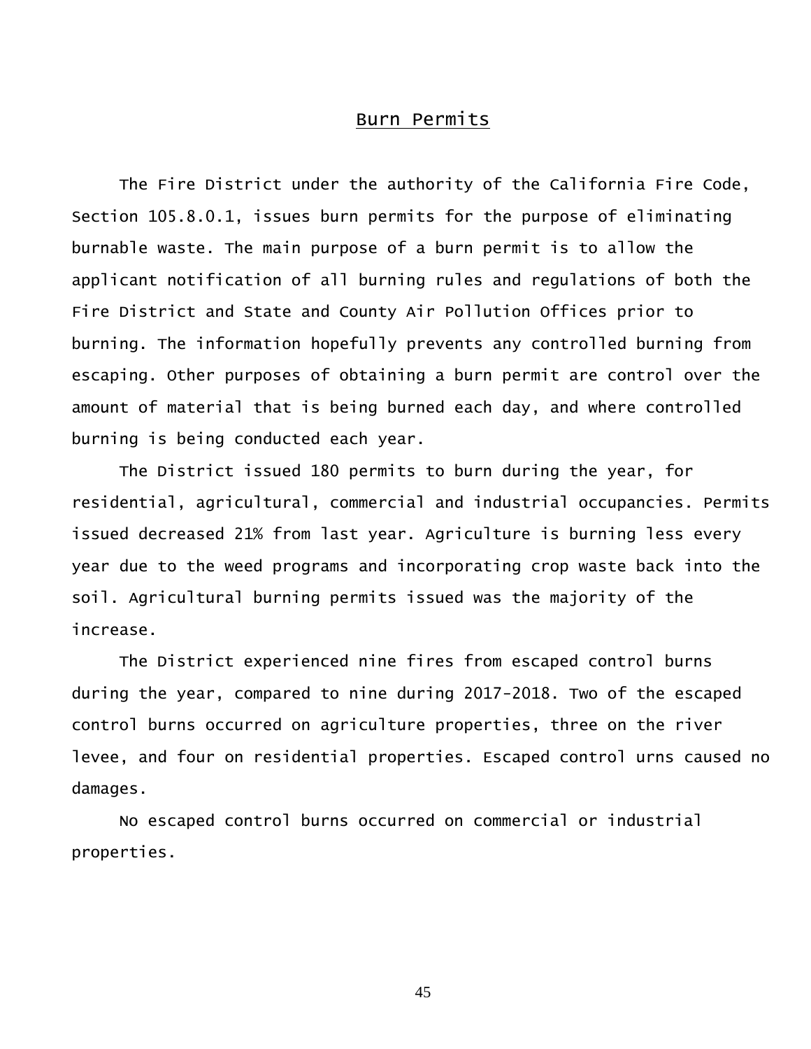## Burn Permits

The Fire District under the authority of the California Fire Code, Section 105.8.0.1, issues burn permits for the purpose of eliminating burnable waste. The main purpose of a burn permit is to allow the applicant notification of all burning rules and regulations of both the Fire District and State and County Air Pollution Offices prior to burning. The information hopefully prevents any controlled burning from escaping. Other purposes of obtaining a burn permit are control over the amount of material that is being burned each day, and where controlled burning is being conducted each year.

The District issued 180 permits to burn during the year, for residential, agricultural, commercial and industrial occupancies. Permits issued decreased 21% from last year. Agriculture is burning less every year due to the weed programs and incorporating crop waste back into the soil. Agricultural burning permits issued was the majority of the increase.

The District experienced nine fires from escaped control burns during the year, compared to nine during 2017-2018. Two of the escaped control burns occurred on agriculture properties, three on the river levee, and four on residential properties. Escaped control urns caused no damages.

No escaped control burns occurred on commercial or industrial properties.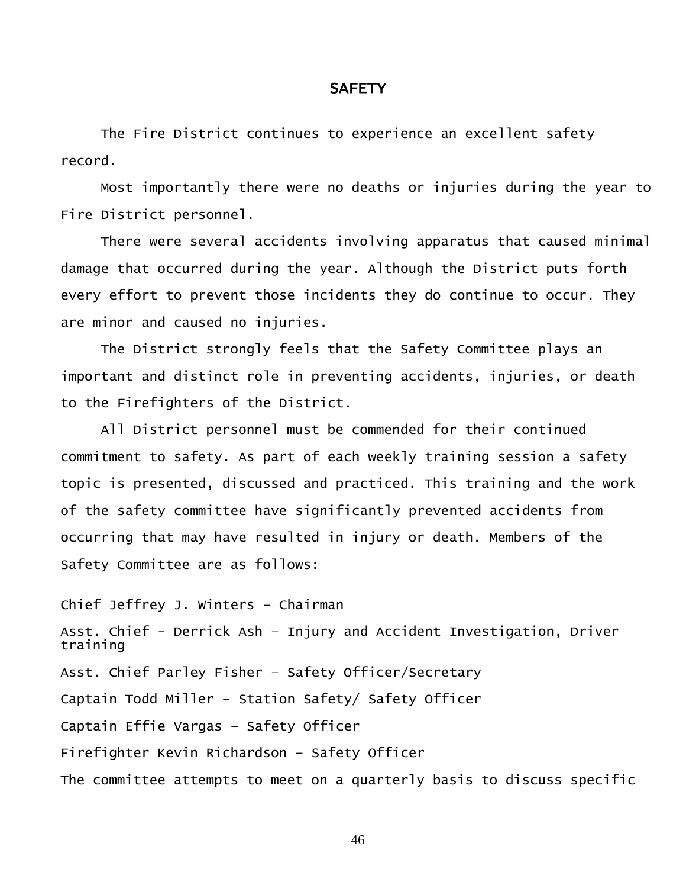## SAFETY

The Fire District continues to experience an excellent safety record.

Most importantly there were no deaths or injuries during the year to Fire District personnel.

There were several accidents involving apparatus that caused minimal damage that occurred during the year. Although the District puts forth every effort to prevent those incidents they do continue to occur. They are minor and caused no injuries.

The District strongly feels that the Safety Committee plays an important and distinct role in preventing accidents, injuries, or death to the Firefighters of the District.

All District personnel must be commended for their continued commitment to safety. As part of each weekly training session a safety topic is presented, discussed and practiced. This training and the work of the safety committee have significantly prevented accidents from occurring that may have resulted in injury or death. Members of the Safety Committee are as follows:

Chief Jeffrey J. Winters – Chairman

Asst. Chief - Derrick Ash – Injury and Accident Investigation, Driver training

Asst. Chief Parley Fisher – Safety Officer/Secretary

Captain Todd Miller – Station Safety/ Safety Officer

Captain Effie Vargas – Safety Officer

Firefighter Kevin Richardson – Safety Officer

The committee attempts to meet on a quarterly basis to discuss specific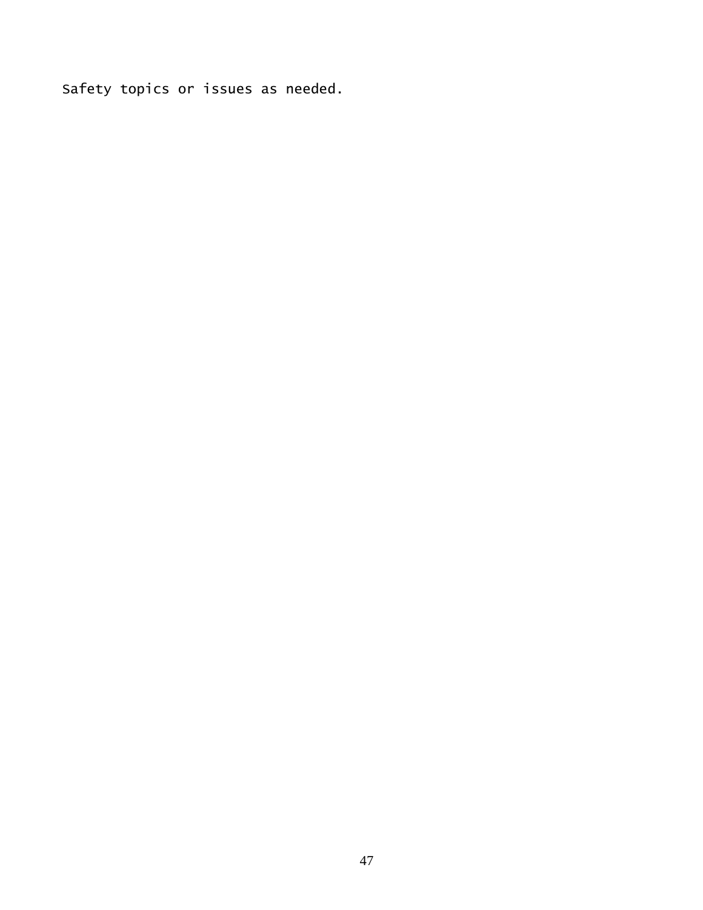Safety topics or issues as needed.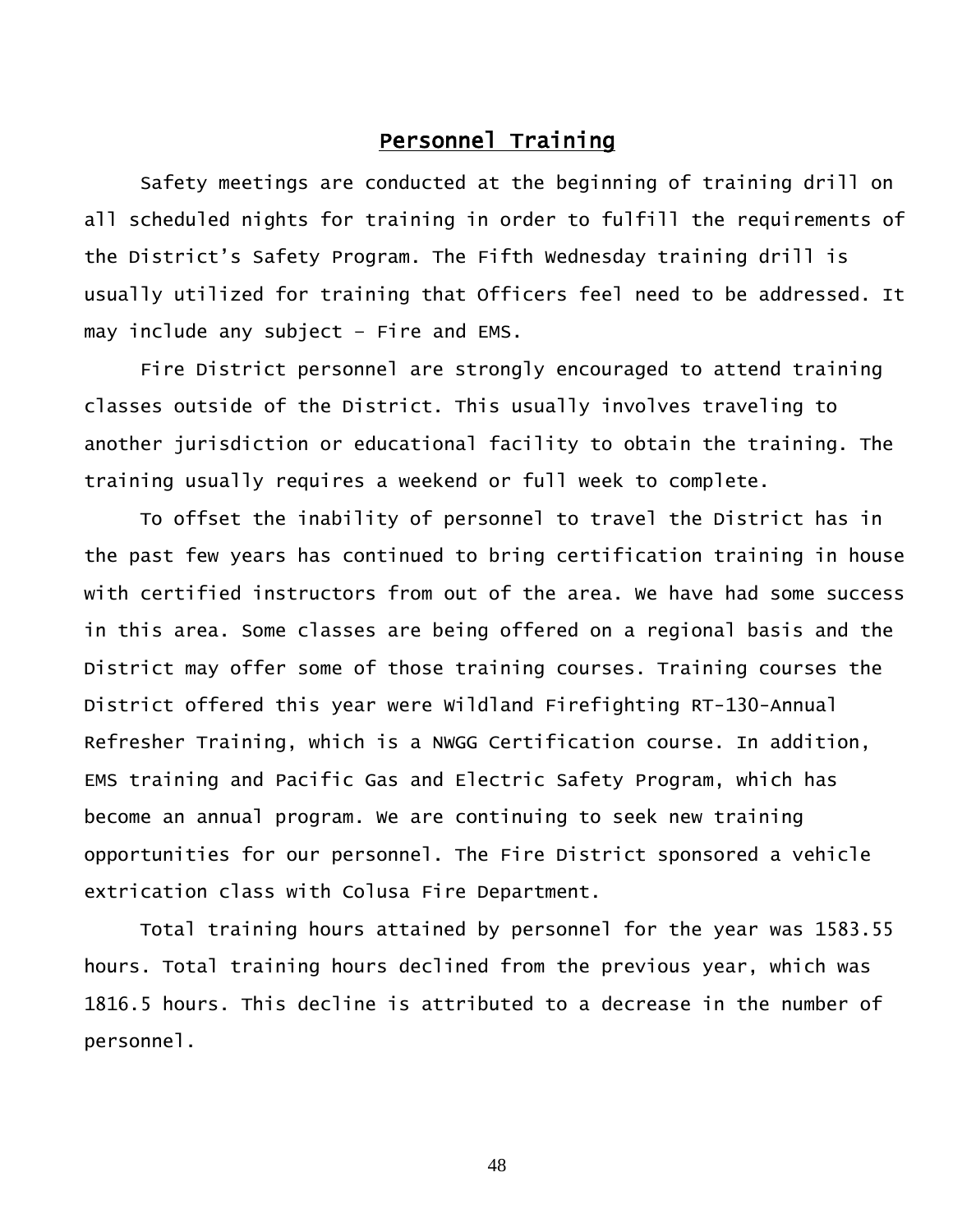## Personnel Training

Safety meetings are conducted at the beginning of training drill on all scheduled nights for training in order to fulfill the requirements of the District's Safety Program. The Fifth Wednesday training drill is usually utilized for training that Officers feel need to be addressed. It may include any subject – Fire and EMS.

Fire District personnel are strongly encouraged to attend training classes outside of the District. This usually involves traveling to another jurisdiction or educational facility to obtain the training. The training usually requires a weekend or full week to complete.

To offset the inability of personnel to travel the District has in the past few years has continued to bring certification training in house with certified instructors from out of the area. We have had some success in this area. Some classes are being offered on a regional basis and the District may offer some of those training courses. Training courses the District offered this year were Wildland Firefighting RT-130-Annual Refresher Training, which is a NWGG Certification course. In addition, EMS training and Pacific Gas and Electric Safety Program, which has become an annual program. We are continuing to seek new training opportunities for our personnel. The Fire District sponsored a vehicle extrication class with Colusa Fire Department.

Total training hours attained by personnel for the year was 1583.55 hours. Total training hours declined from the previous year, which was 1816.5 hours. This decline is attributed to a decrease in the number of personnel.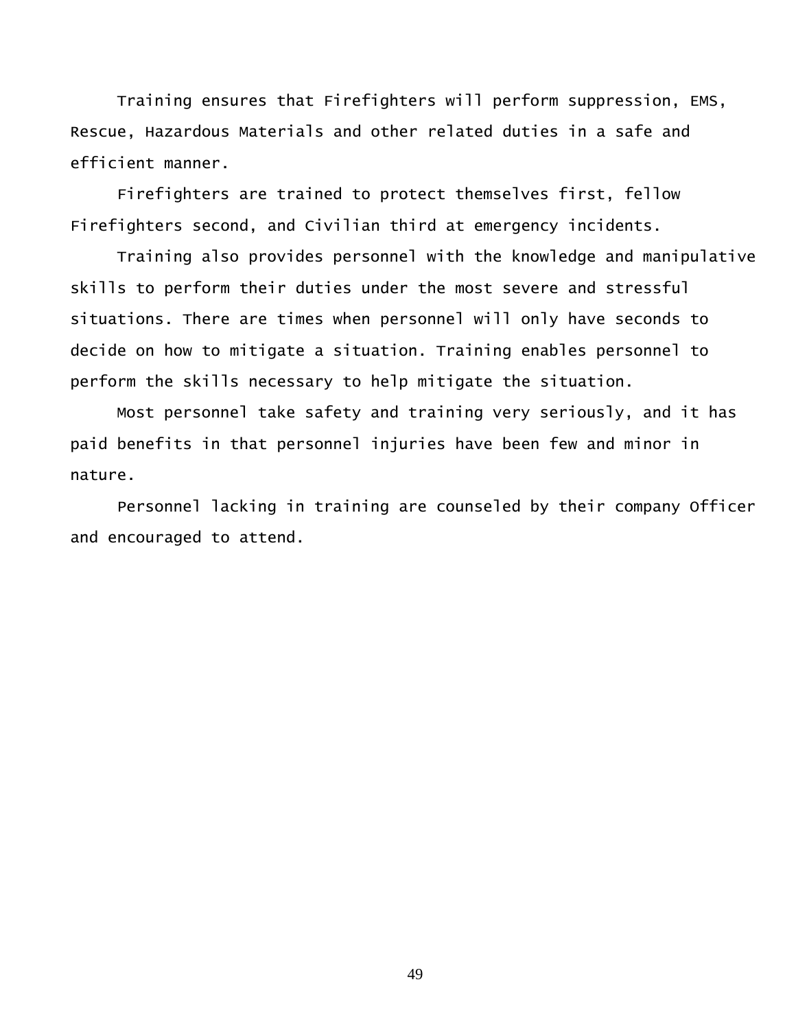Training ensures that Firefighters will perform suppression, EMS, Rescue, Hazardous Materials and other related duties in a safe and efficient manner.

Firefighters are trained to protect themselves first, fellow Firefighters second, and Civilian third at emergency incidents.

Training also provides personnel with the knowledge and manipulative skills to perform their duties under the most severe and stressful situations. There are times when personnel will only have seconds to decide on how to mitigate a situation. Training enables personnel to perform the skills necessary to help mitigate the situation.

Most personnel take safety and training very seriously, and it has paid benefits in that personnel injuries have been few and minor in nature.

Personnel lacking in training are counseled by their company Officer and encouraged to attend.